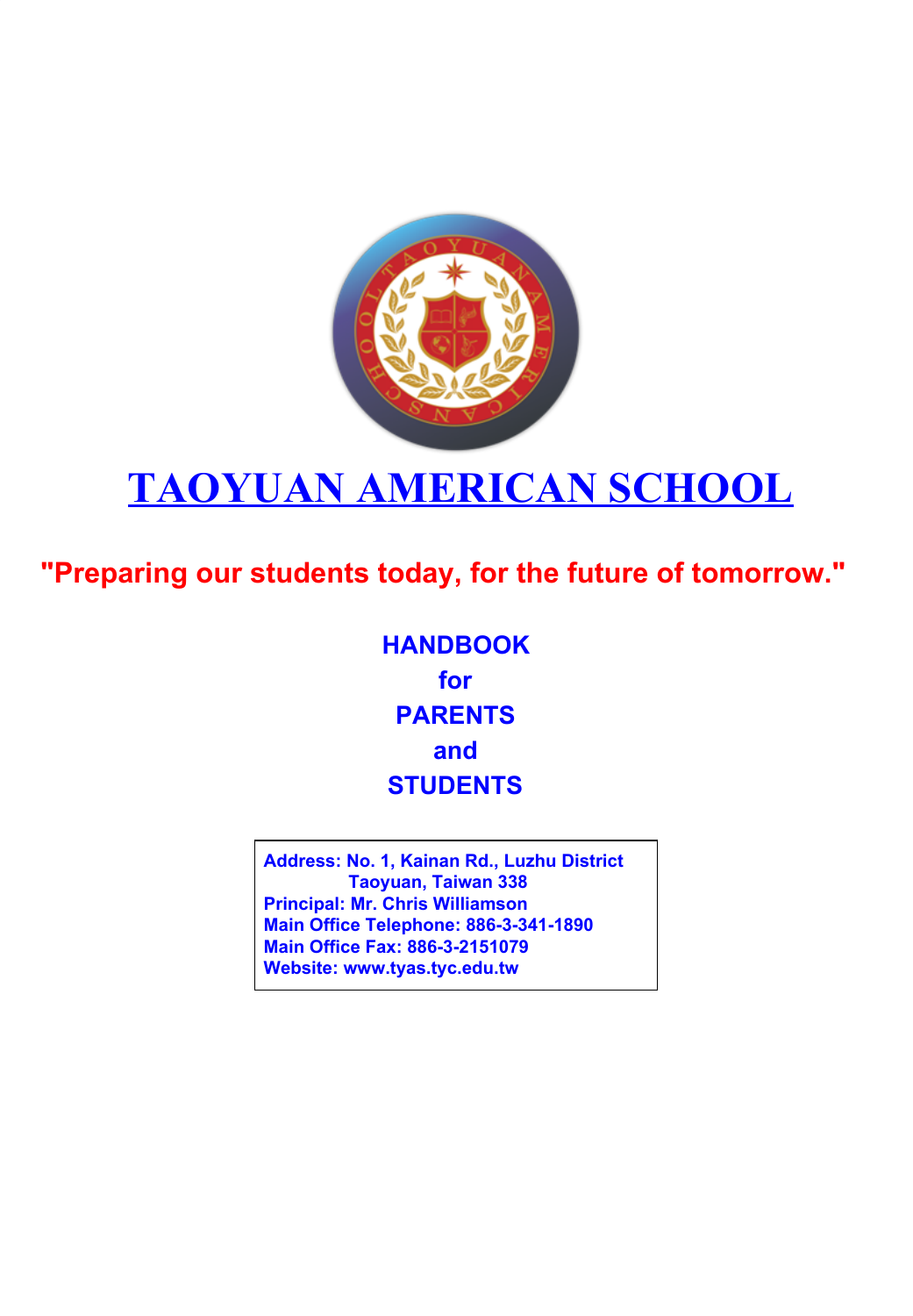# TAOYUAN AMERICAN SCHOOL

**"Preparing our students today, for the future of tomorrow."**

## HANDBOOK
## for
## PARENTS
## and
## STUDENTS

**Address: No. 1, Kainan Rd., Luzhu District**
**Taoyuan, Taiwan 338**
**Principal: Mr. Chris Williamson**
**Main Office Telephone: 886-3-341-1890**
**Main Office Fax: 886-3-2151079**
**Website: www.tyas.tyc.edu.tw**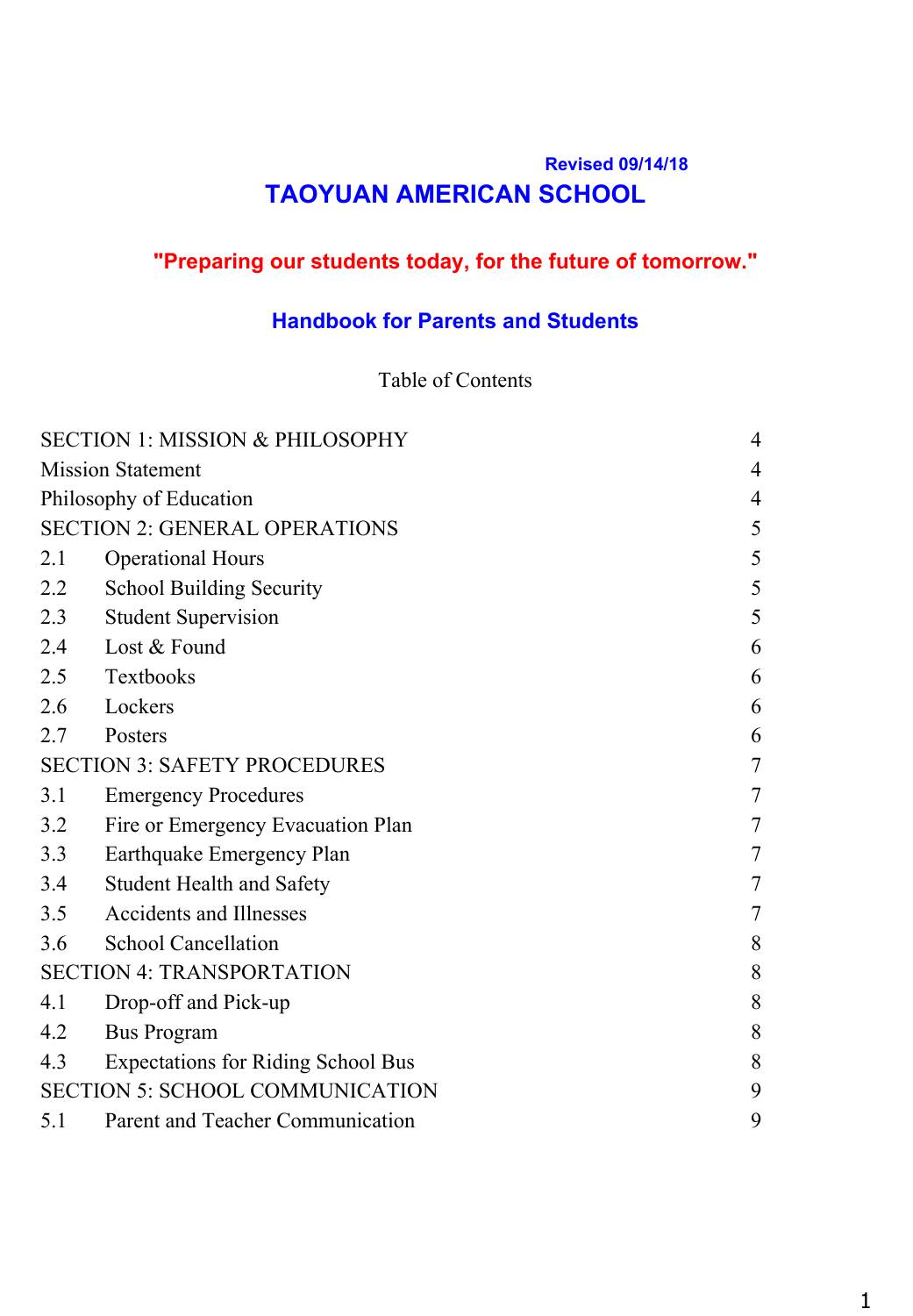Revised 09/14/18

# TAOYUAN AMERICAN SCHOOL

**"Preparing our students today, for the future of tomorrow."**

## Handbook for Parents and Students

Table of Contents

| | |
|---|---|
| SECTION 1: MISSION & PHILOSOPHY | 4 |
| Mission Statement | 4 |
| Philosophy of Education | 4 |
| SECTION 2: GENERAL OPERATIONS | 5 |
| 2.1 Operational Hours | 5 |
| 2.2 School Building Security | 5 |
| 2.3 Student Supervision | 5 |
| 2.4 Lost & Found | 6 |
| 2.5 Textbooks | 6 |
| 2.6 Lockers | 6 |
| 2.7 Posters | 6 |
| SECTION 3: SAFETY PROCEDURES | 7 |
| 3.1 Emergency Procedures | 7 |
| 3.2 Fire or Emergency Evacuation Plan | 7 |
| 3.3 Earthquake Emergency Plan | 7 |
| 3.4 Student Health and Safety | 7 |
| 3.5 Accidents and Illnesses | 7 |
| 3.6 School Cancellation | 8 |
| SECTION 4: TRANSPORTATION | 8 |
| 4.1 Drop-off and Pick-up | 8 |
| 4.2 Bus Program | 8 |
| 4.3 Expectations for Riding School Bus | 8 |
| SECTION 5: SCHOOL COMMUNICATION | 9 |
| 5.1 Parent and Teacher Communication | 9 |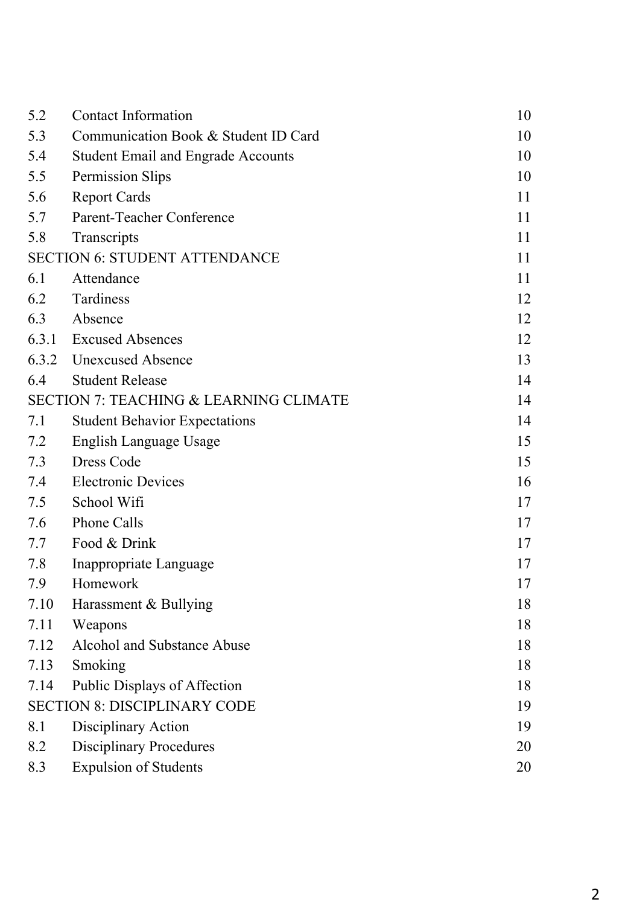| | | |
|---|---|---|
| 5.2 | Contact Information | 10 |
| 5.3 | Communication Book & Student ID Card | 10 |
| 5.4 | Student Email and Engrade Accounts | 10 |
| 5.5 | Permission Slips | 10 |
| 5.6 | Report Cards | 11 |
| 5.7 | Parent-Teacher Conference | 11 |
| 5.8 | Transcripts | 11 |
| SECTION 6: STUDENT ATTENDANCE | | 11 |
| 6.1 | Attendance | 11 |
| 6.2 | Tardiness | 12 |
| 6.3 | Absence | 12 |
| 6.3.1 | Excused Absences | 12 |
| 6.3.2 | Unexcused Absence | 13 |
| 6.4 | Student Release | 14 |
| SECTION 7: TEACHING & LEARNING CLIMATE | | 14 |
| 7.1 | Student Behavior Expectations | 14 |
| 7.2 | English Language Usage | 15 |
| 7.3 | Dress Code | 15 |
| 7.4 | Electronic Devices | 16 |
| 7.5 | School Wifi | 17 |
| 7.6 | Phone Calls | 17 |
| 7.7 | Food & Drink | 17 |
| 7.8 | Inappropriate Language | 17 |
| 7.9 | Homework | 17 |
| 7.10 | Harassment & Bullying | 18 |
| 7.11 | Weapons | 18 |
| 7.12 | Alcohol and Substance Abuse | 18 |
| 7.13 | Smoking | 18 |
| 7.14 | Public Displays of Affection | 18 |
| SECTION 8: DISCIPLINARY CODE | | 19 |
| 8.1 | Disciplinary Action | 19 |
| 8.2 | Disciplinary Procedures | 20 |
| 8.3 | Expulsion of Students | 20 |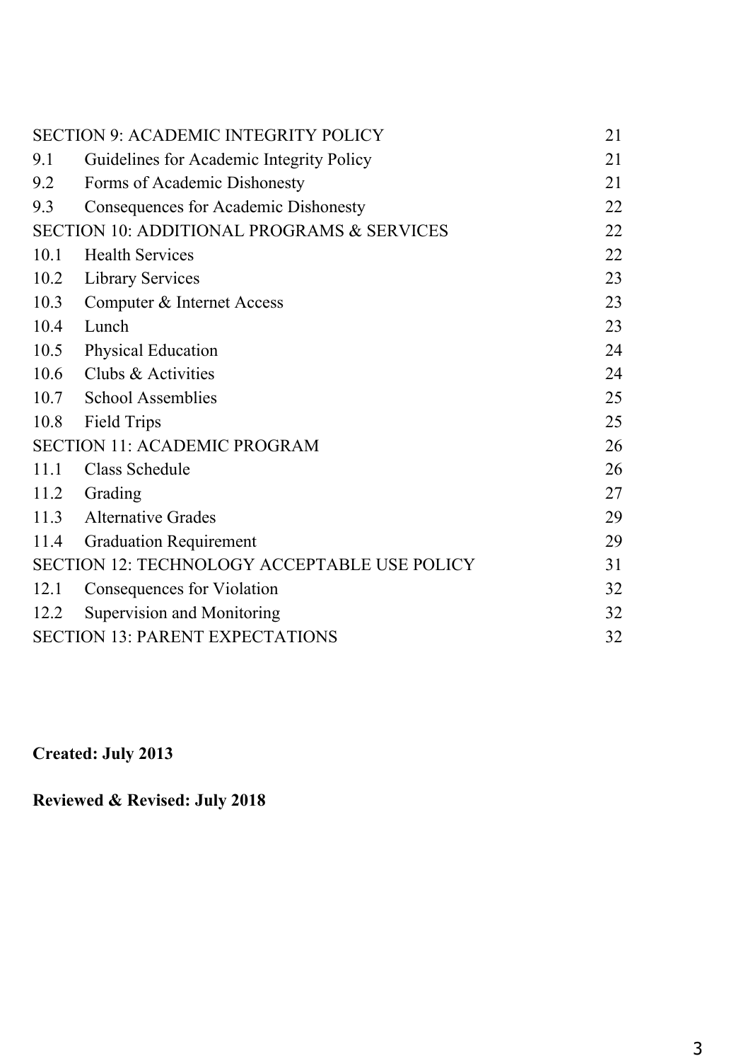| | | |
|---|---|---|
| SECTION 9: ACADEMIC INTEGRITY POLICY | | 21 |
| 9.1 | Guidelines for Academic Integrity Policy | 21 |
| 9.2 | Forms of Academic Dishonesty | 21 |
| 9.3 | Consequences for Academic Dishonesty | 22 |
| SECTION 10: ADDITIONAL PROGRAMS & SERVICES | | 22 |
| 10.1 | Health Services | 22 |
| 10.2 | Library Services | 23 |
| 10.3 | Computer & Internet Access | 23 |
| 10.4 | Lunch | 23 |
| 10.5 | Physical Education | 24 |
| 10.6 | Clubs & Activities | 24 |
| 10.7 | School Assemblies | 25 |
| 10.8 | Field Trips | 25 |
| SECTION 11: ACADEMIC PROGRAM | | 26 |
| 11.1 | Class Schedule | 26 |
| 11.2 | Grading | 27 |
| 11.3 | Alternative Grades | 29 |
| 11.4 | Graduation Requirement | 29 |
| SECTION 12: TECHNOLOGY ACCEPTABLE USE POLICY | | 31 |
| 12.1 | Consequences for Violation | 32 |
| 12.2 | Supervision and Monitoring | 32 |
| SECTION 13: PARENT EXPECTATIONS | | 32 |

**Created: July 2013**

**Reviewed & Revised: July 2018**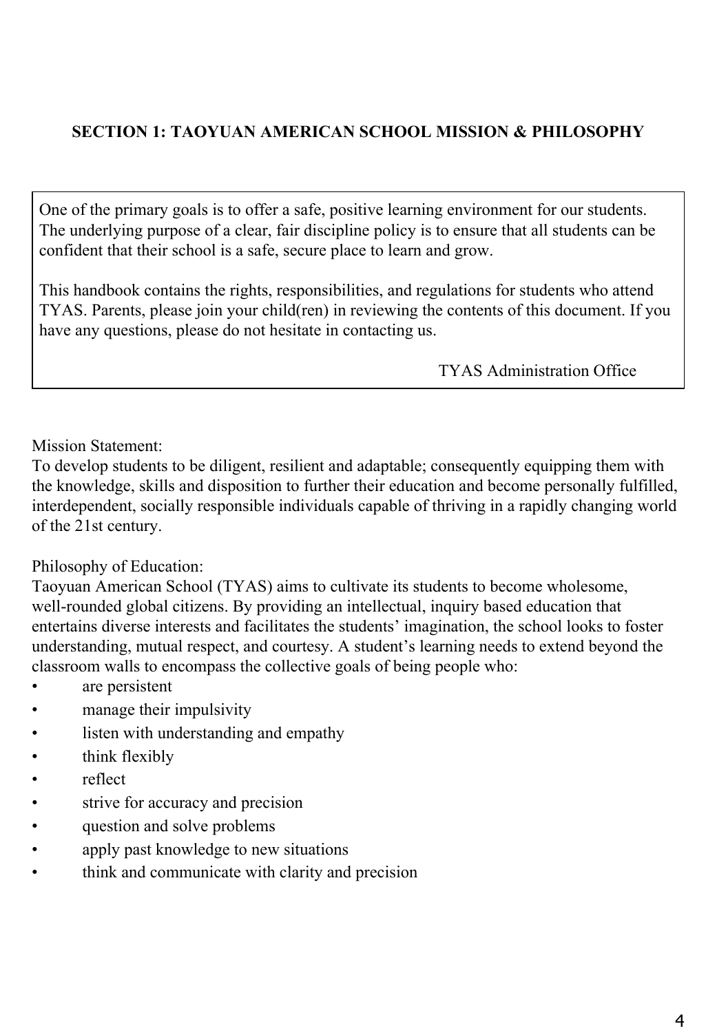## SECTION 1: TAOYUAN AMERICAN SCHOOL MISSION & PHILOSOPHY

One of the primary goals is to offer a safe, positive learning environment for our students. The underlying purpose of a clear, fair discipline policy is to ensure that all students can be confident that their school is a safe, secure place to learn and grow.

This handbook contains the rights, responsibilities, and regulations for students who attend TYAS. Parents, please join your child(ren) in reviewing the contents of this document. If you have any questions, please do not hesitate in contacting us.

TYAS Administration Office

Mission Statement:
To develop students to be diligent, resilient and adaptable; consequently equipping them with the knowledge, skills and disposition to further their education and become personally fulfilled, interdependent, socially responsible individuals capable of thriving in a rapidly changing world of the 21st century.

Philosophy of Education:
Taoyuan American School (TYAS) aims to cultivate its students to become wholesome, well-rounded global citizens. By providing an intellectual, inquiry based education that entertains diverse interests and facilitates the students' imagination, the school looks to foster understanding, mutual respect, and courtesy. A student's learning needs to extend beyond the classroom walls to encompass the collective goals of being people who:

- are persistent
- manage their impulsivity
- listen with understanding and empathy
- think flexibly
- reflect
- strive for accuracy and precision
- question and solve problems
- apply past knowledge to new situations
- think and communicate with clarity and precision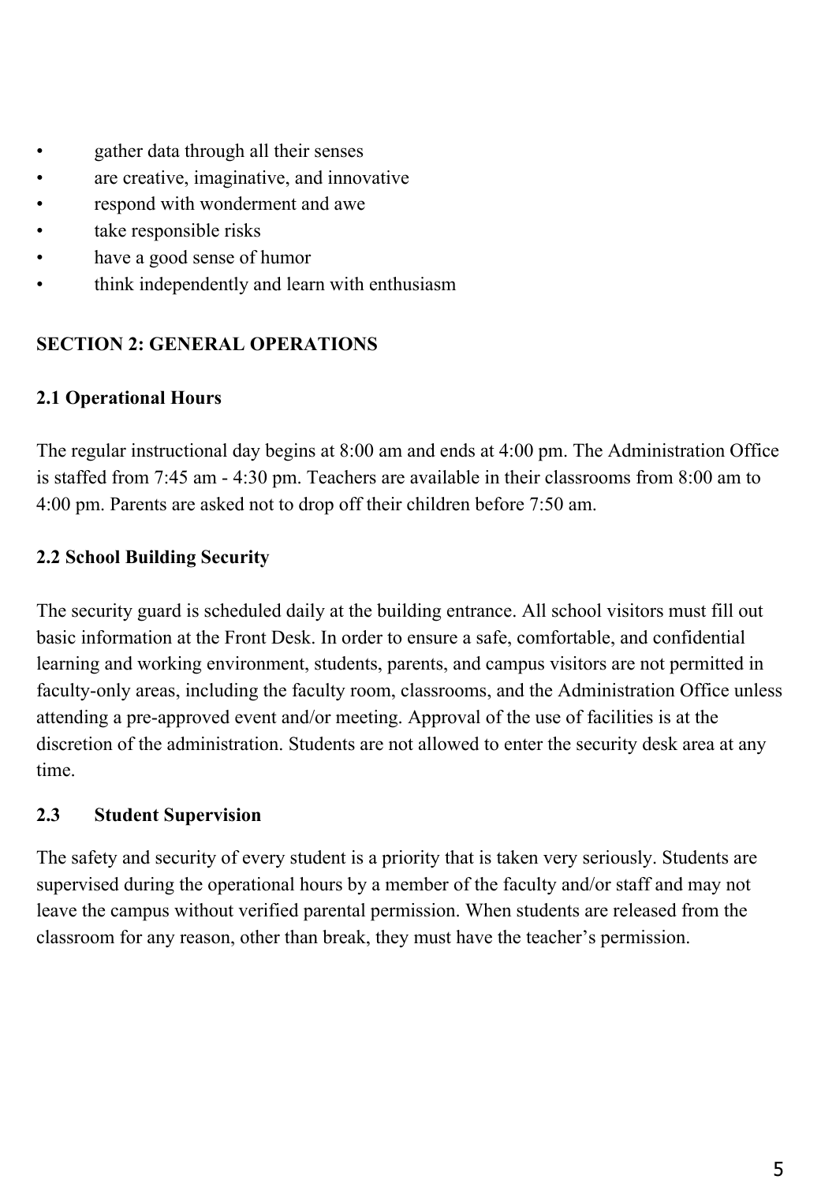- gather data through all their senses
- are creative, imaginative, and innovative
- respond with wonderment and awe
- take responsible risks
- have a good sense of humor
- think independently and learn with enthusiasm

## SECTION 2: GENERAL OPERATIONS

### 2.1 Operational Hours

The regular instructional day begins at 8:00 am and ends at 4:00 pm. The Administration Office is staffed from 7:45 am - 4:30 pm. Teachers are available in their classrooms from 8:00 am to 4:00 pm. Parents are asked not to drop off their children before 7:50 am.

### 2.2 School Building Security

The security guard is scheduled daily at the building entrance. All school visitors must fill out basic information at the Front Desk. In order to ensure a safe, comfortable, and confidential learning and working environment, students, parents, and campus visitors are not permitted in faculty-only areas, including the faculty room, classrooms, and the Administration Office unless attending a pre-approved event and/or meeting. Approval of the use of facilities is at the discretion of the administration. Students are not allowed to enter the security desk area at any time.

### 2.3 Student Supervision

The safety and security of every student is a priority that is taken very seriously. Students are supervised during the operational hours by a member of the faculty and/or staff and may not leave the campus without verified parental permission. When students are released from the classroom for any reason, other than break, they must have the teacher's permission.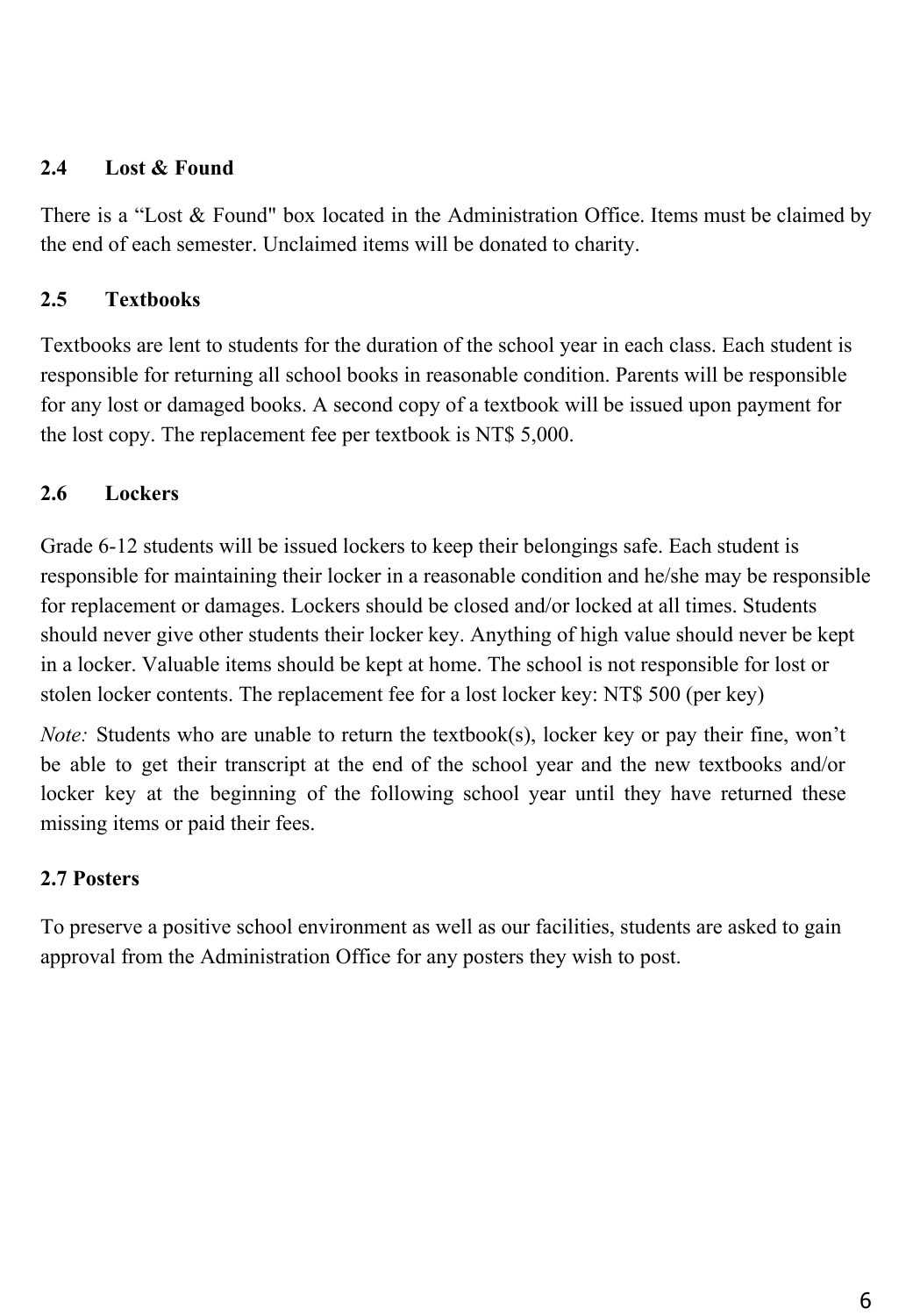### 2.4 Lost & Found

There is a "Lost & Found" box located in the Administration Office. Items must be claimed by the end of each semester. Unclaimed items will be donated to charity.

### 2.5 Textbooks

Textbooks are lent to students for the duration of the school year in each class. Each student is responsible for returning all school books in reasonable condition. Parents will be responsible for any lost or damaged books. A second copy of a textbook will be issued upon payment for the lost copy. The replacement fee per textbook is NT$ 5,000.

### 2.6 Lockers

Grade 6-12 students will be issued lockers to keep their belongings safe. Each student is responsible for maintaining their locker in a reasonable condition and he/she may be responsible for replacement or damages. Lockers should be closed and/or locked at all times. Students should never give other students their locker key. Anything of high value should never be kept in a locker. Valuable items should be kept at home. The school is not responsible for lost or stolen locker contents. The replacement fee for a lost locker key: NT$ 500 (per key)

*Note:* Students who are unable to return the textbook(s), locker key or pay their fine, won't be able to get their transcript at the end of the school year and the new textbooks and/or locker key at the beginning of the following school year until they have returned these missing items or paid their fees.

### 2.7 Posters

To preserve a positive school environment as well as our facilities, students are asked to gain approval from the Administration Office for any posters they wish to post.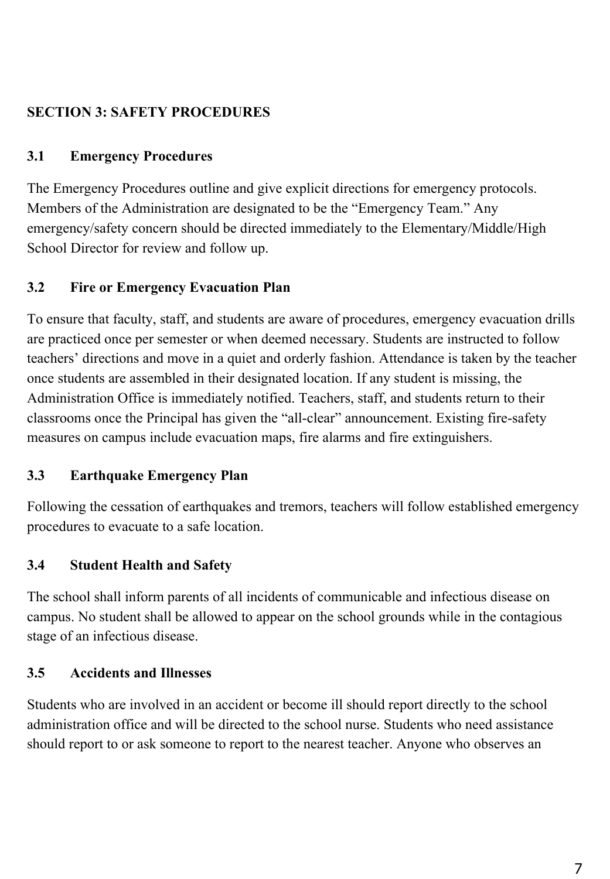## SECTION 3: SAFETY PROCEDURES

### 3.1 Emergency Procedures

The Emergency Procedures outline and give explicit directions for emergency protocols. Members of the Administration are designated to be the "Emergency Team." Any emergency/safety concern should be directed immediately to the Elementary/Middle/High School Director for review and follow up.

### 3.2 Fire or Emergency Evacuation Plan

To ensure that faculty, staff, and students are aware of procedures, emergency evacuation drills are practiced once per semester or when deemed necessary. Students are instructed to follow teachers' directions and move in a quiet and orderly fashion. Attendance is taken by the teacher once students are assembled in their designated location. If any student is missing, the Administration Office is immediately notified. Teachers, staff, and students return to their classrooms once the Principal has given the "all-clear" announcement. Existing fire-safety measures on campus include evacuation maps, fire alarms and fire extinguishers.

### 3.3 Earthquake Emergency Plan

Following the cessation of earthquakes and tremors, teachers will follow established emergency procedures to evacuate to a safe location.

### 3.4 Student Health and Safety

The school shall inform parents of all incidents of communicable and infectious disease on campus. No student shall be allowed to appear on the school grounds while in the contagious stage of an infectious disease.

### 3.5 Accidents and Illnesses

Students who are involved in an accident or become ill should report directly to the school administration office and will be directed to the school nurse. Students who need assistance should report to or ask someone to report to the nearest teacher. Anyone who observes an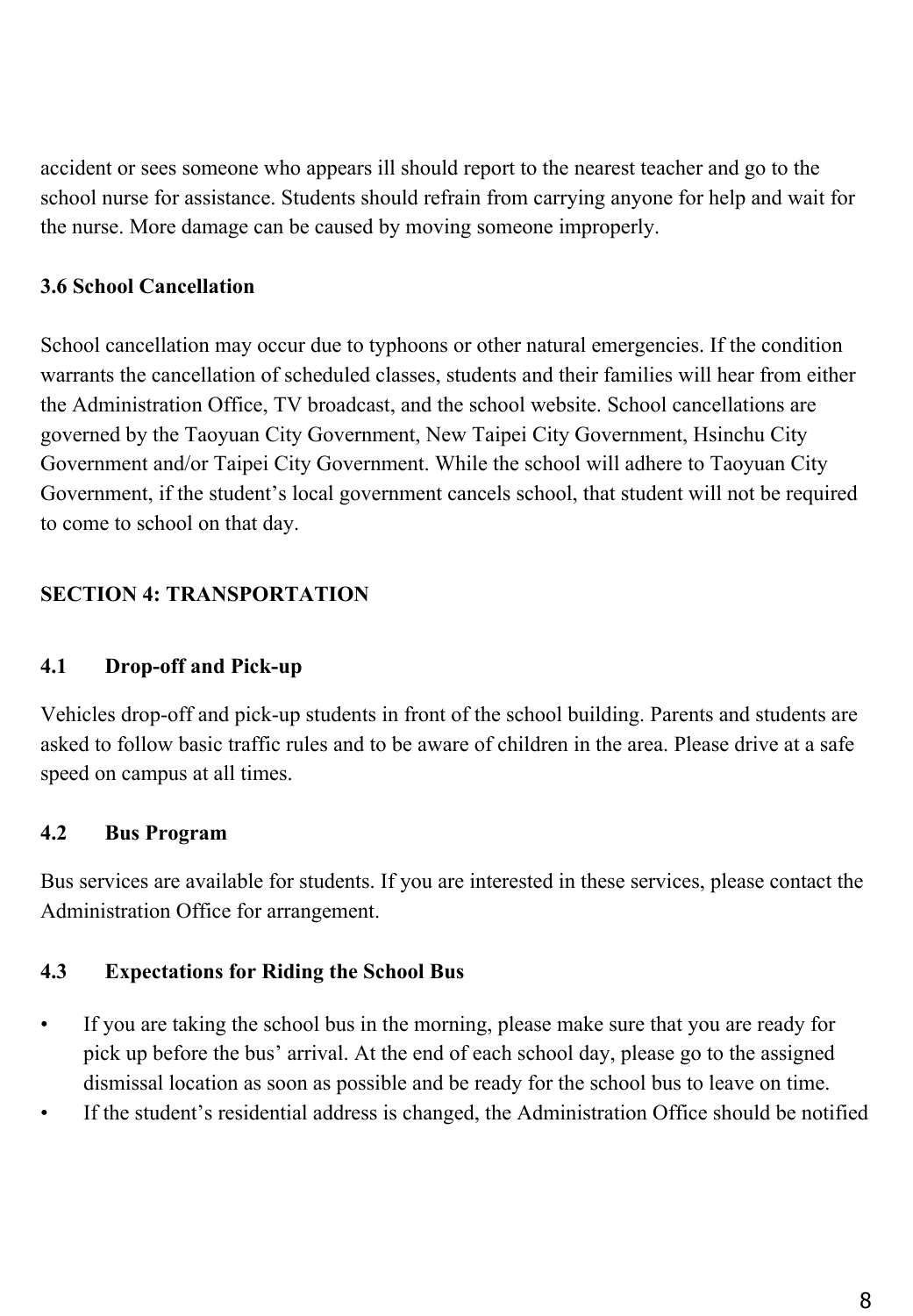accident or sees someone who appears ill should report to the nearest teacher and go to the school nurse for assistance. Students should refrain from carrying anyone for help and wait for the nurse. More damage can be caused by moving someone improperly.

### 3.6 School Cancellation

School cancellation may occur due to typhoons or other natural emergencies. If the condition warrants the cancellation of scheduled classes, students and their families will hear from either the Administration Office, TV broadcast, and the school website. School cancellations are governed by the Taoyuan City Government, New Taipei City Government, Hsinchu City Government and/or Taipei City Government. While the school will adhere to Taoyuan City Government, if the student's local government cancels school, that student will not be required to come to school on that day.

## SECTION 4: TRANSPORTATION

### 4.1 Drop-off and Pick-up

Vehicles drop-off and pick-up students in front of the school building. Parents and students are asked to follow basic traffic rules and to be aware of children in the area. Please drive at a safe speed on campus at all times.

### 4.2 Bus Program

Bus services are available for students. If you are interested in these services, please contact the Administration Office for arrangement.

### 4.3 Expectations for Riding the School Bus

- If you are taking the school bus in the morning, please make sure that you are ready for pick up before the bus' arrival. At the end of each school day, please go to the assigned dismissal location as soon as possible and be ready for the school bus to leave on time.
- If the student's residential address is changed, the Administration Office should be notified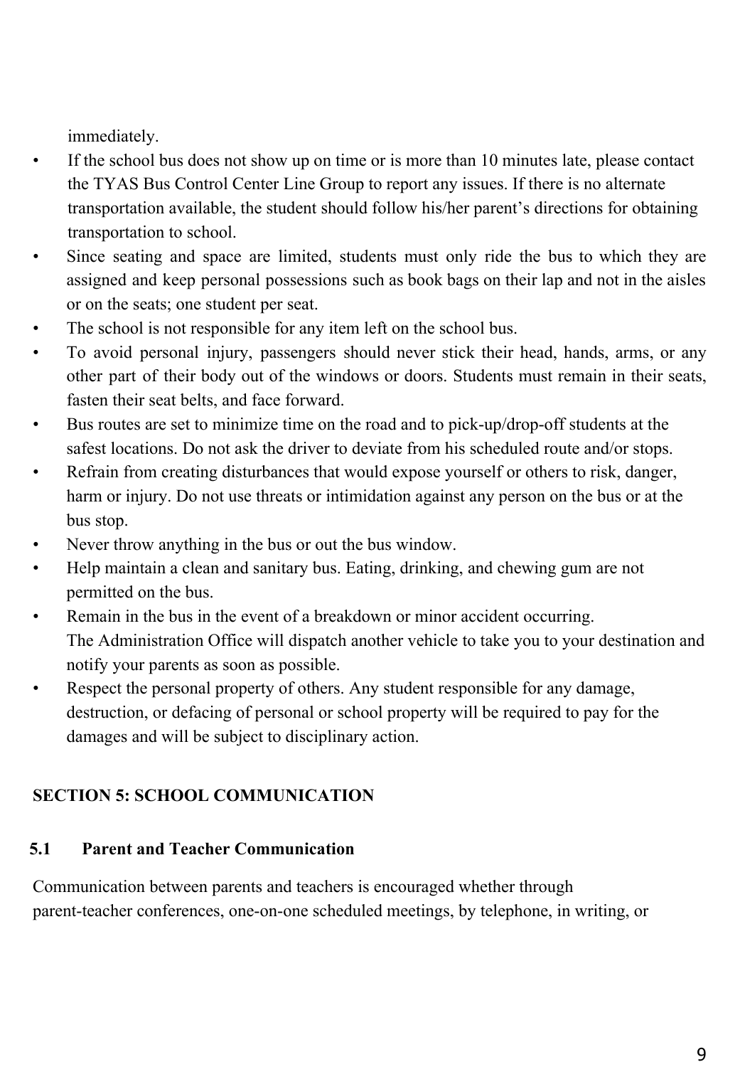immediately.

- If the school bus does not show up on time or is more than 10 minutes late, please contact the TYAS Bus Control Center Line Group to report any issues. If there is no alternate transportation available, the student should follow his/her parent's directions for obtaining transportation to school.
- Since seating and space are limited, students must only ride the bus to which they are assigned and keep personal possessions such as book bags on their lap and not in the aisles or on the seats; one student per seat.
- The school is not responsible for any item left on the school bus.
- To avoid personal injury, passengers should never stick their head, hands, arms, or any other part of their body out of the windows or doors. Students must remain in their seats, fasten their seat belts, and face forward.
- Bus routes are set to minimize time on the road and to pick-up/drop-off students at the safest locations. Do not ask the driver to deviate from his scheduled route and/or stops.
- Refrain from creating disturbances that would expose yourself or others to risk, danger, harm or injury. Do not use threats or intimidation against any person on the bus or at the bus stop.
- Never throw anything in the bus or out the bus window.
- Help maintain a clean and sanitary bus. Eating, drinking, and chewing gum are not permitted on the bus.
- Remain in the bus in the event of a breakdown or minor accident occurring.
  The Administration Office will dispatch another vehicle to take you to your destination and notify your parents as soon as possible.
- Respect the personal property of others. Any student responsible for any damage, destruction, or defacing of personal or school property will be required to pay for the damages and will be subject to disciplinary action.

## SECTION 5: SCHOOL COMMUNICATION

### 5.1 Parent and Teacher Communication

Communication between parents and teachers is encouraged whether through parent-teacher conferences, one-on-one scheduled meetings, by telephone, in writing, or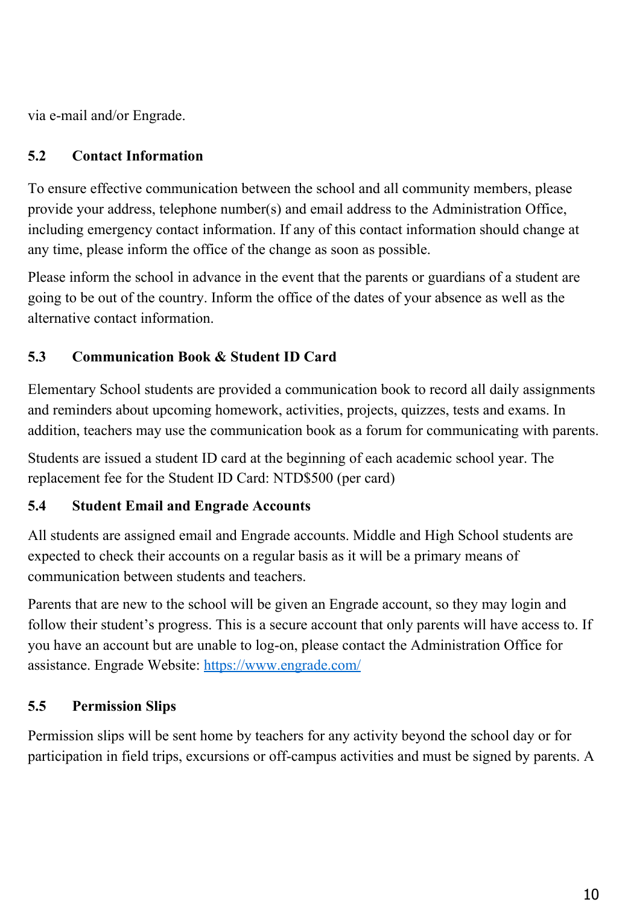via e-mail and/or Engrade.

### 5.2 Contact Information

To ensure effective communication between the school and all community members, please provide your address, telephone number(s) and email address to the Administration Office, including emergency contact information. If any of this contact information should change at any time, please inform the office of the change as soon as possible.

Please inform the school in advance in the event that the parents or guardians of a student are going to be out of the country. Inform the office of the dates of your absence as well as the alternative contact information.

### 5.3 Communication Book & Student ID Card

Elementary School students are provided a communication book to record all daily assignments and reminders about upcoming homework, activities, projects, quizzes, tests and exams. In addition, teachers may use the communication book as a forum for communicating with parents.

Students are issued a student ID card at the beginning of each academic school year. The replacement fee for the Student ID Card: NTD$500 (per card)

### 5.4 Student Email and Engrade Accounts

All students are assigned email and Engrade accounts. Middle and High School students are expected to check their accounts on a regular basis as it will be a primary means of communication between students and teachers.

Parents that are new to the school will be given an Engrade account, so they may login and follow their student's progress. This is a secure account that only parents will have access to. If you have an account but are unable to log-on, please contact the Administration Office for assistance. Engrade Website: [https://www.engrade.com/](https://www.engrade.com/)

### 5.5 Permission Slips

Permission slips will be sent home by teachers for any activity beyond the school day or for participation in field trips, excursions or off-campus activities and must be signed by parents. A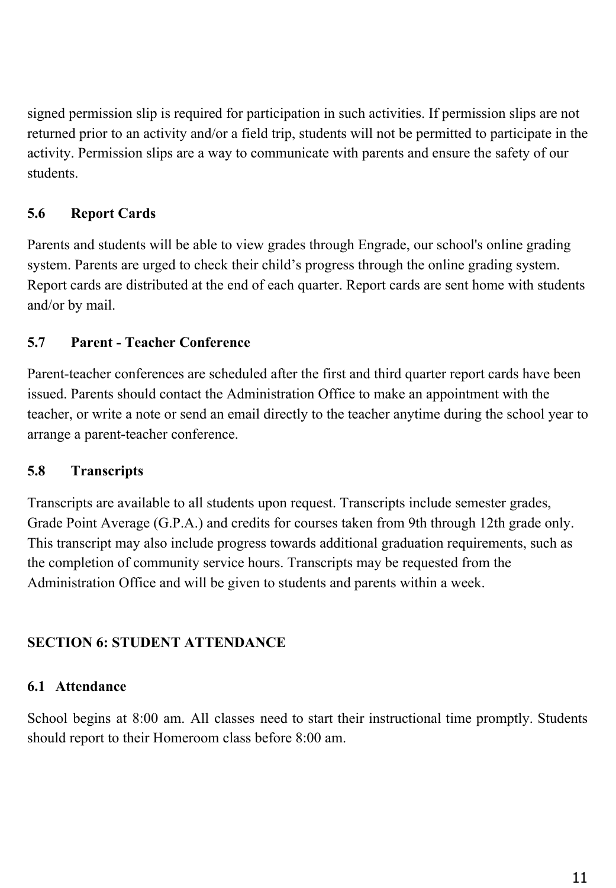signed permission slip is required for participation in such activities. If permission slips are not returned prior to an activity and/or a field trip, students will not be permitted to participate in the activity. Permission slips are a way to communicate with parents and ensure the safety of our students.

### 5.6 Report Cards

Parents and students will be able to view grades through Engrade, our school's online grading system. Parents are urged to check their child's progress through the online grading system. Report cards are distributed at the end of each quarter. Report cards are sent home with students and/or by mail.

### 5.7 Parent - Teacher Conference

Parent-teacher conferences are scheduled after the first and third quarter report cards have been issued. Parents should contact the Administration Office to make an appointment with the teacher, or write a note or send an email directly to the teacher anytime during the school year to arrange a parent-teacher conference.

### 5.8 Transcripts

Transcripts are available to all students upon request. Transcripts include semester grades, Grade Point Average (G.P.A.) and credits for courses taken from 9th through 12th grade only. This transcript may also include progress towards additional graduation requirements, such as the completion of community service hours. Transcripts may be requested from the Administration Office and will be given to students and parents within a week.

## SECTION 6: STUDENT ATTENDANCE

### 6.1 Attendance

School begins at 8:00 am. All classes need to start their instructional time promptly. Students should report to their Homeroom class before 8:00 am.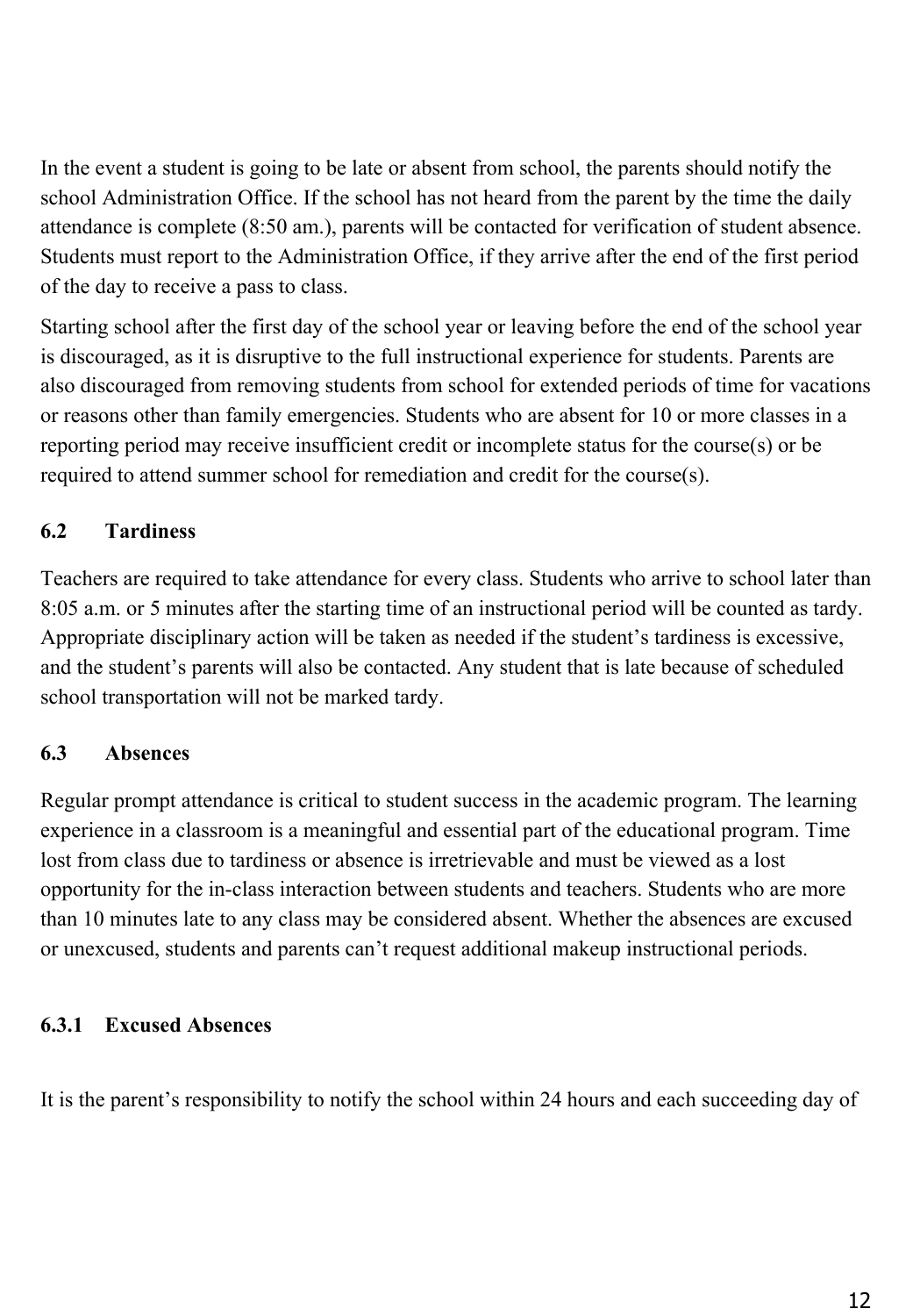In the event a student is going to be late or absent from school, the parents should notify the school Administration Office. If the school has not heard from the parent by the time the daily attendance is complete (8:50 am.), parents will be contacted for verification of student absence. Students must report to the Administration Office, if they arrive after the end of the first period of the day to receive a pass to class.

Starting school after the first day of the school year or leaving before the end of the school year is discouraged, as it is disruptive to the full instructional experience for students. Parents are also discouraged from removing students from school for extended periods of time for vacations or reasons other than family emergencies. Students who are absent for 10 or more classes in a reporting period may receive insufficient credit or incomplete status for the course(s) or be required to attend summer school for remediation and credit for the course(s).

### 6.2 Tardiness

Teachers are required to take attendance for every class. Students who arrive to school later than 8:05 a.m. or 5 minutes after the starting time of an instructional period will be counted as tardy. Appropriate disciplinary action will be taken as needed if the student's tardiness is excessive, and the student's parents will also be contacted. Any student that is late because of scheduled school transportation will not be marked tardy.

### 6.3 Absences

Regular prompt attendance is critical to student success in the academic program. The learning experience in a classroom is a meaningful and essential part of the educational program. Time lost from class due to tardiness or absence is irretrievable and must be viewed as a lost opportunity for the in-class interaction between students and teachers. Students who are more than 10 minutes late to any class may be considered absent. Whether the absences are excused or unexcused, students and parents can't request additional makeup instructional periods.

#### 6.3.1 Excused Absences

It is the parent's responsibility to notify the school within 24 hours and each succeeding day of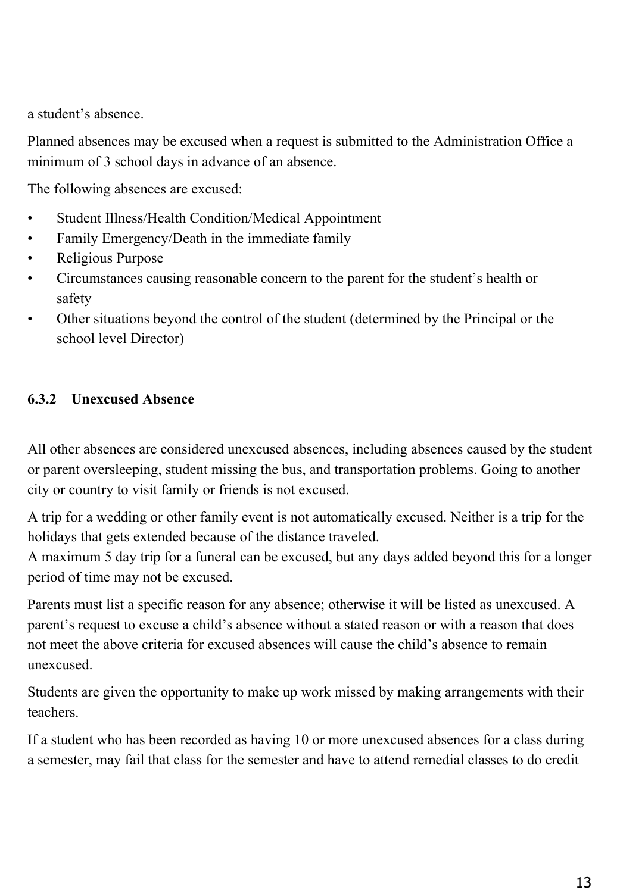a student's absence.

Planned absences may be excused when a request is submitted to the Administration Office a minimum of 3 school days in advance of an absence.

The following absences are excused:

- Student Illness/Health Condition/Medical Appointment
- Family Emergency/Death in the immediate family
- Religious Purpose
- Circumstances causing reasonable concern to the parent for the student's health or safety
- Other situations beyond the control of the student (determined by the Principal or the school level Director)

### 6.3.2 Unexcused Absence

All other absences are considered unexcused absences, including absences caused by the student or parent oversleeping, student missing the bus, and transportation problems. Going to another city or country to visit family or friends is not excused.

A trip for a wedding or other family event is not automatically excused. Neither is a trip for the holidays that gets extended because of the distance traveled.
A maximum 5 day trip for a funeral can be excused, but any days added beyond this for a longer period of time may not be excused.

Parents must list a specific reason for any absence; otherwise it will be listed as unexcused. A parent's request to excuse a child's absence without a stated reason or with a reason that does not meet the above criteria for excused absences will cause the child's absence to remain unexcused.

Students are given the opportunity to make up work missed by making arrangements with their teachers.

If a student who has been recorded as having 10 or more unexcused absences for a class during a semester, may fail that class for the semester and have to attend remedial classes to do credit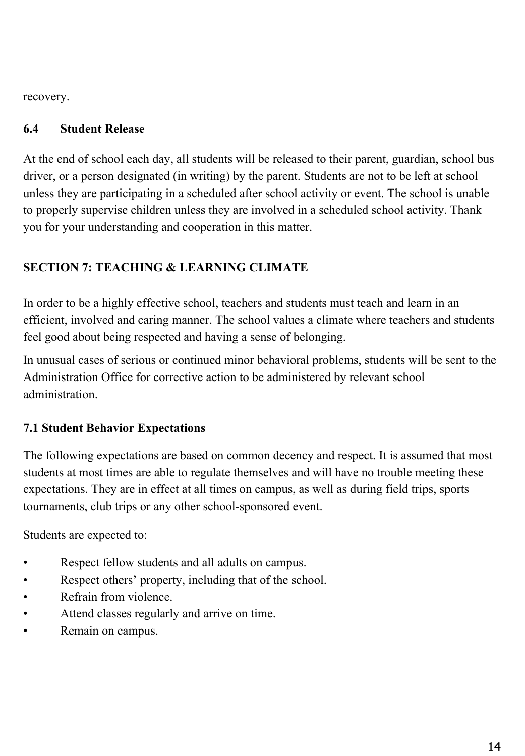recovery.

### 6.4 Student Release

At the end of school each day, all students will be released to their parent, guardian, school bus driver, or a person designated (in writing) by the parent. Students are not to be left at school unless they are participating in a scheduled after school activity or event. The school is unable to properly supervise children unless they are involved in a scheduled school activity. Thank you for your understanding and cooperation in this matter.

## SECTION 7: TEACHING & LEARNING CLIMATE

In order to be a highly effective school, teachers and students must teach and learn in an efficient, involved and caring manner. The school values a climate where teachers and students feel good about being respected and having a sense of belonging.

In unusual cases of serious or continued minor behavioral problems, students will be sent to the Administration Office for corrective action to be administered by relevant school administration.

### 7.1 Student Behavior Expectations

The following expectations are based on common decency and respect. It is assumed that most students at most times are able to regulate themselves and will have no trouble meeting these expectations. They are in effect at all times on campus, as well as during field trips, sports tournaments, club trips or any other school-sponsored event.

Students are expected to:

- Respect fellow students and all adults on campus.
- Respect others' property, including that of the school.
- Refrain from violence.
- Attend classes regularly and arrive on time.
- Remain on campus.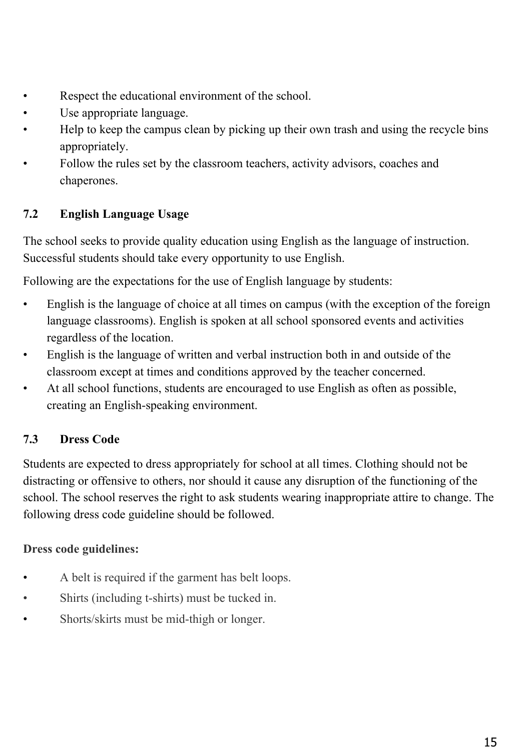- Respect the educational environment of the school.
- Use appropriate language.
- Help to keep the campus clean by picking up their own trash and using the recycle bins appropriately.
- Follow the rules set by the classroom teachers, activity advisors, coaches and chaperones.

### 7.2 English Language Usage

The school seeks to provide quality education using English as the language of instruction. Successful students should take every opportunity to use English.

Following are the expectations for the use of English language by students:

- English is the language of choice at all times on campus (with the exception of the foreign language classrooms). English is spoken at all school sponsored events and activities regardless of the location.
- English is the language of written and verbal instruction both in and outside of the classroom except at times and conditions approved by the teacher concerned.
- At all school functions, students are encouraged to use English as often as possible, creating an English-speaking environment.

### 7.3 Dress Code

Students are expected to dress appropriately for school at all times. Clothing should not be distracting or offensive to others, nor should it cause any disruption of the functioning of the school. The school reserves the right to ask students wearing inappropriate attire to change. The following dress code guideline should be followed.

**Dress code guidelines:**

- A belt is required if the garment has belt loops.
- Shirts (including t-shirts) must be tucked in.
- Shorts/skirts must be mid-thigh or longer.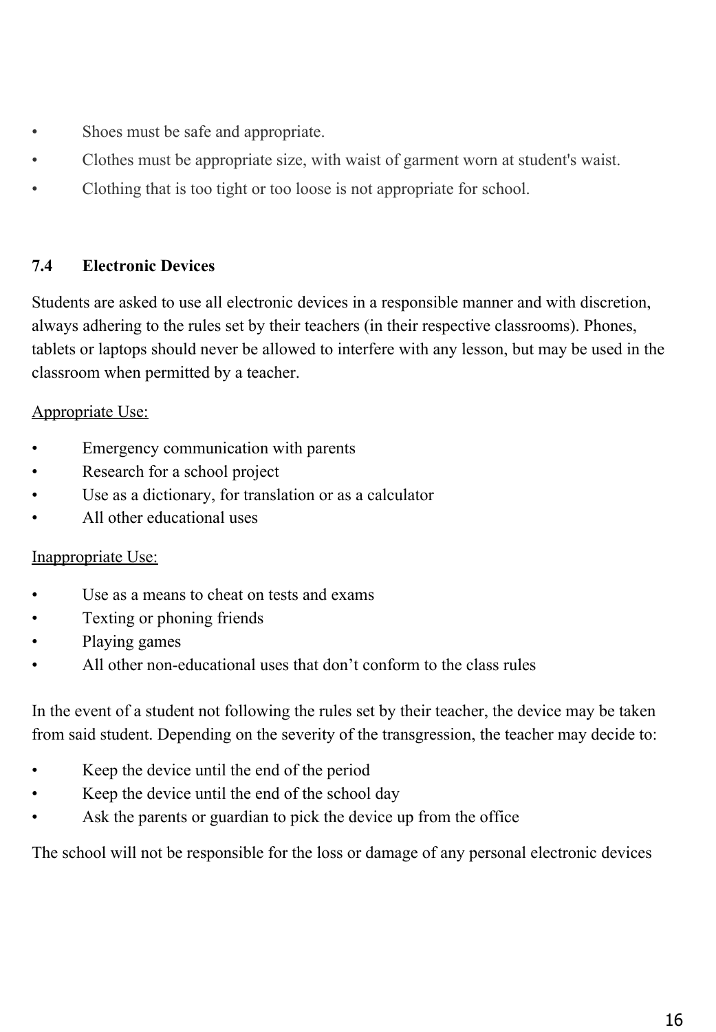- Shoes must be safe and appropriate.
- Clothes must be appropriate size, with waist of garment worn at student's waist.
- Clothing that is too tight or too loose is not appropriate for school.

### 7.4 Electronic Devices

Students are asked to use all electronic devices in a responsible manner and with discretion, always adhering to the rules set by their teachers (in their respective classrooms). Phones, tablets or laptops should never be allowed to interfere with any lesson, but may be used in the classroom when permitted by a teacher.

Appropriate Use:

- Emergency communication with parents
- Research for a school project
- Use as a dictionary, for translation or as a calculator
- All other educational uses

Inappropriate Use:

- Use as a means to cheat on tests and exams
- Texting or phoning friends
- Playing games
- All other non-educational uses that don't conform to the class rules

In the event of a student not following the rules set by their teacher, the device may be taken from said student. Depending on the severity of the transgression, the teacher may decide to:

- Keep the device until the end of the period
- Keep the device until the end of the school day
- Ask the parents or guardian to pick the device up from the office

The school will not be responsible for the loss or damage of any personal electronic devices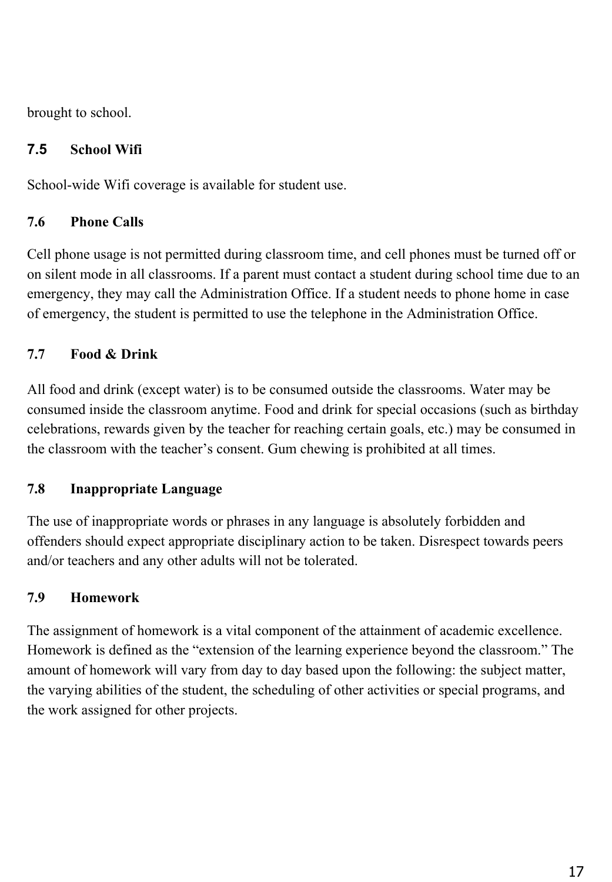brought to school.

### 7.5 School Wifi

School-wide Wifi coverage is available for student use.

### 7.6 Phone Calls

Cell phone usage is not permitted during classroom time, and cell phones must be turned off or on silent mode in all classrooms. If a parent must contact a student during school time due to an emergency, they may call the Administration Office. If a student needs to phone home in case of emergency, the student is permitted to use the telephone in the Administration Office.

### 7.7 Food & Drink

All food and drink (except water) is to be consumed outside the classrooms. Water may be consumed inside the classroom anytime. Food and drink for special occasions (such as birthday celebrations, rewards given by the teacher for reaching certain goals, etc.) may be consumed in the classroom with the teacher's consent. Gum chewing is prohibited at all times.

### 7.8 Inappropriate Language

The use of inappropriate words or phrases in any language is absolutely forbidden and offenders should expect appropriate disciplinary action to be taken. Disrespect towards peers and/or teachers and any other adults will not be tolerated.

### 7.9 Homework

The assignment of homework is a vital component of the attainment of academic excellence. Homework is defined as the "extension of the learning experience beyond the classroom." The amount of homework will vary from day to day based upon the following: the subject matter, the varying abilities of the student, the scheduling of other activities or special programs, and the work assigned for other projects.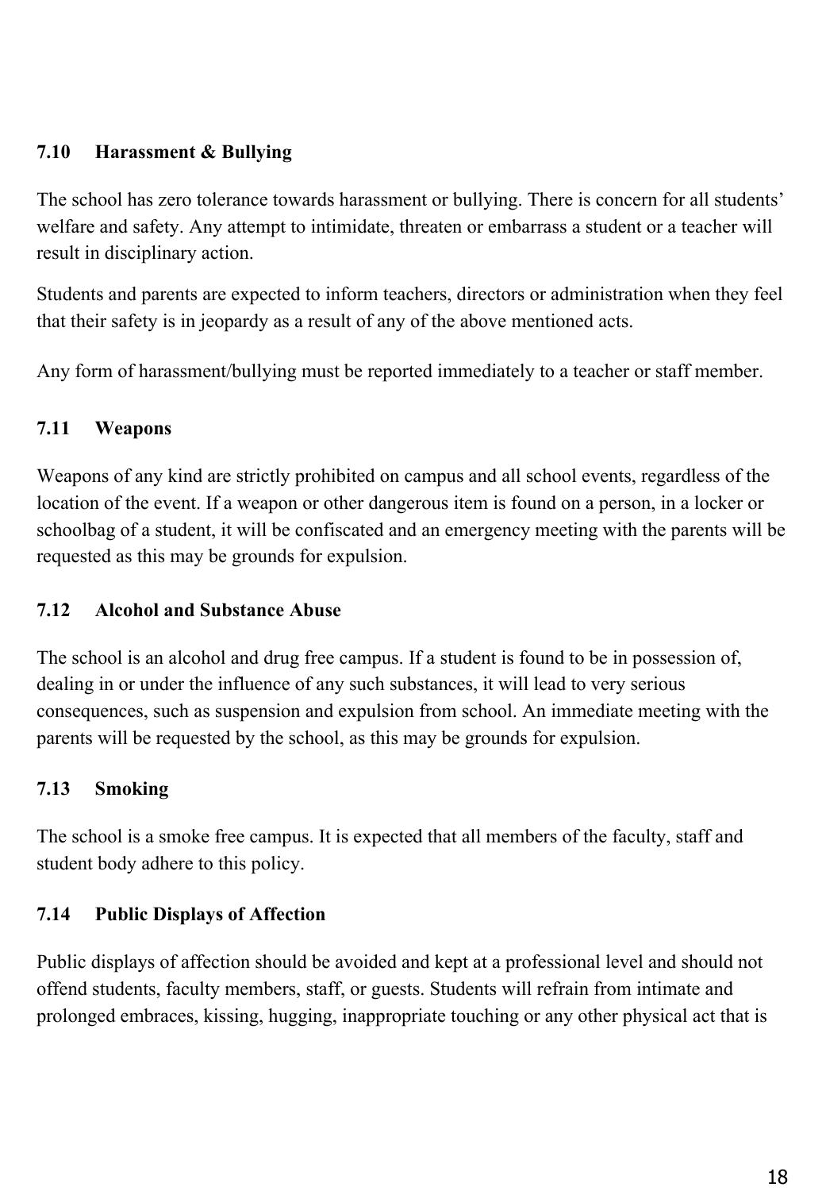### 7.10 Harassment & Bullying

The school has zero tolerance towards harassment or bullying. There is concern for all students' welfare and safety. Any attempt to intimidate, threaten or embarrass a student or a teacher will result in disciplinary action.

Students and parents are expected to inform teachers, directors or administration when they feel that their safety is in jeopardy as a result of any of the above mentioned acts.

Any form of harassment/bullying must be reported immediately to a teacher or staff member.

### 7.11 Weapons

Weapons of any kind are strictly prohibited on campus and all school events, regardless of the location of the event. If a weapon or other dangerous item is found on a person, in a locker or schoolbag of a student, it will be confiscated and an emergency meeting with the parents will be requested as this may be grounds for expulsion.

### 7.12 Alcohol and Substance Abuse

The school is an alcohol and drug free campus. If a student is found to be in possession of, dealing in or under the influence of any such substances, it will lead to very serious consequences, such as suspension and expulsion from school. An immediate meeting with the parents will be requested by the school, as this may be grounds for expulsion.

### 7.13 Smoking

The school is a smoke free campus. It is expected that all members of the faculty, staff and student body adhere to this policy.

### 7.14 Public Displays of Affection

Public displays of affection should be avoided and kept at a professional level and should not offend students, faculty members, staff, or guests. Students will refrain from intimate and prolonged embraces, kissing, hugging, inappropriate touching or any other physical act that is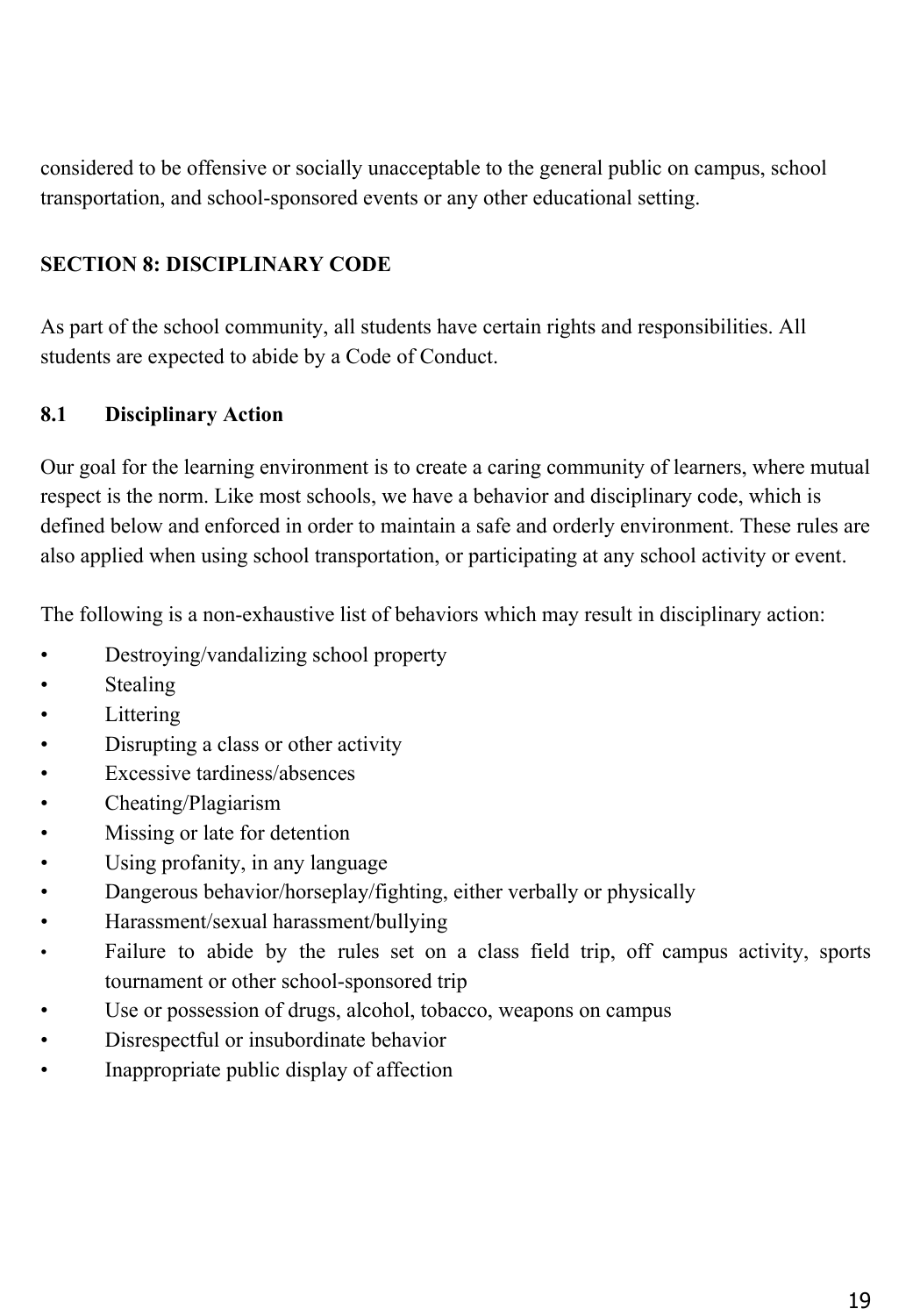considered to be offensive or socially unacceptable to the general public on campus, school transportation, and school-sponsored events or any other educational setting.

## SECTION 8: DISCIPLINARY CODE

As part of the school community, all students have certain rights and responsibilities. All students are expected to abide by a Code of Conduct.

### 8.1 Disciplinary Action

Our goal for the learning environment is to create a caring community of learners, where mutual respect is the norm. Like most schools, we have a behavior and disciplinary code, which is defined below and enforced in order to maintain a safe and orderly environment. These rules are also applied when using school transportation, or participating at any school activity or event.

The following is a non-exhaustive list of behaviors which may result in disciplinary action:

- Destroying/vandalizing school property
- Stealing
- Littering
- Disrupting a class or other activity
- Excessive tardiness/absences
- Cheating/Plagiarism
- Missing or late for detention
- Using profanity, in any language
- Dangerous behavior/horseplay/fighting, either verbally or physically
- Harassment/sexual harassment/bullying
- Failure to abide by the rules set on a class field trip, off campus activity, sports tournament or other school-sponsored trip
- Use or possession of drugs, alcohol, tobacco, weapons on campus
- Disrespectful or insubordinate behavior
- Inappropriate public display of affection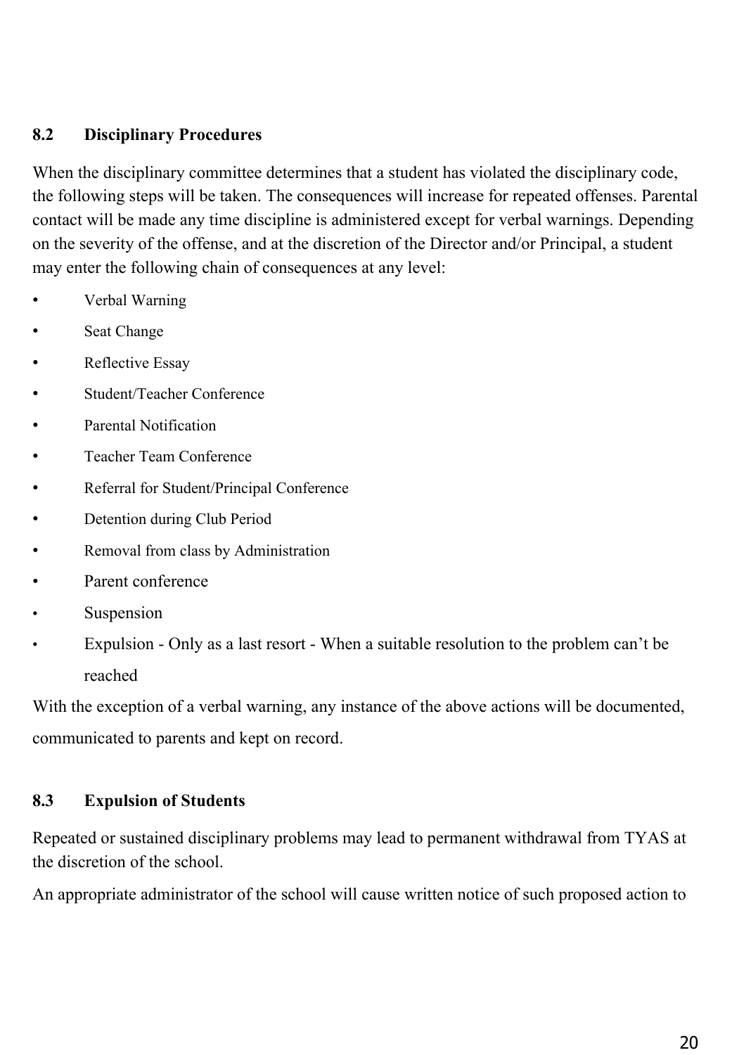## 8.2 Disciplinary Procedures

When the disciplinary committee determines that a student has violated the disciplinary code, the following steps will be taken. The consequences will increase for repeated offenses. Parental contact will be made any time discipline is administered except for verbal warnings. Depending on the severity of the offense, and at the discretion of the Director and/or Principal, a student may enter the following chain of consequences at any level:

- Verbal Warning
- Seat Change
- Reflective Essay
- Student/Teacher Conference
- Parental Notification
- Teacher Team Conference
- Referral for Student/Principal Conference
- Detention during Club Period
- Removal from class by Administration
- Parent conference
- Suspension
- Expulsion - Only as a last resort - When a suitable resolution to the problem can't be reached

With the exception of a verbal warning, any instance of the above actions will be documented, communicated to parents and kept on record.

## 8.3 Expulsion of Students

Repeated or sustained disciplinary problems may lead to permanent withdrawal from TYAS at the discretion of the school.

An appropriate administrator of the school will cause written notice of such proposed action to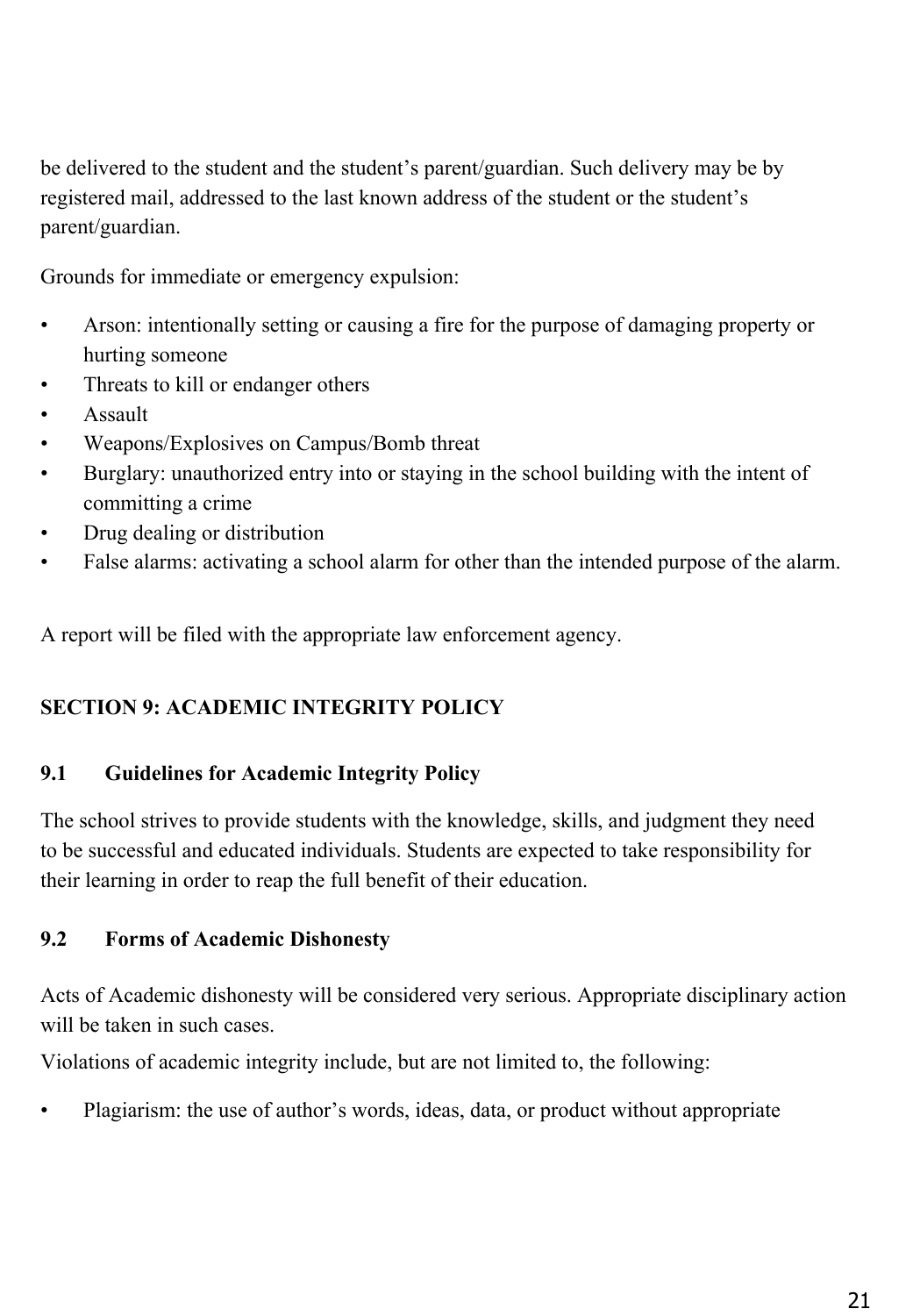be delivered to the student and the student's parent/guardian. Such delivery may be by registered mail, addressed to the last known address of the student or the student's parent/guardian.

Grounds for immediate or emergency expulsion:

- Arson: intentionally setting or causing a fire for the purpose of damaging property or hurting someone
- Threats to kill or endanger others
- Assault
- Weapons/Explosives on Campus/Bomb threat
- Burglary: unauthorized entry into or staying in the school building with the intent of committing a crime
- Drug dealing or distribution
- False alarms: activating a school alarm for other than the intended purpose of the alarm.

A report will be filed with the appropriate law enforcement agency.

## SECTION 9: ACADEMIC INTEGRITY POLICY

### 9.1 Guidelines for Academic Integrity Policy

The school strives to provide students with the knowledge, skills, and judgment they need to be successful and educated individuals. Students are expected to take responsibility for their learning in order to reap the full benefit of their education.

### 9.2 Forms of Academic Dishonesty

Acts of Academic dishonesty will be considered very serious. Appropriate disciplinary action will be taken in such cases.

Violations of academic integrity include, but are not limited to, the following:

- Plagiarism: the use of author's words, ideas, data, or product without appropriate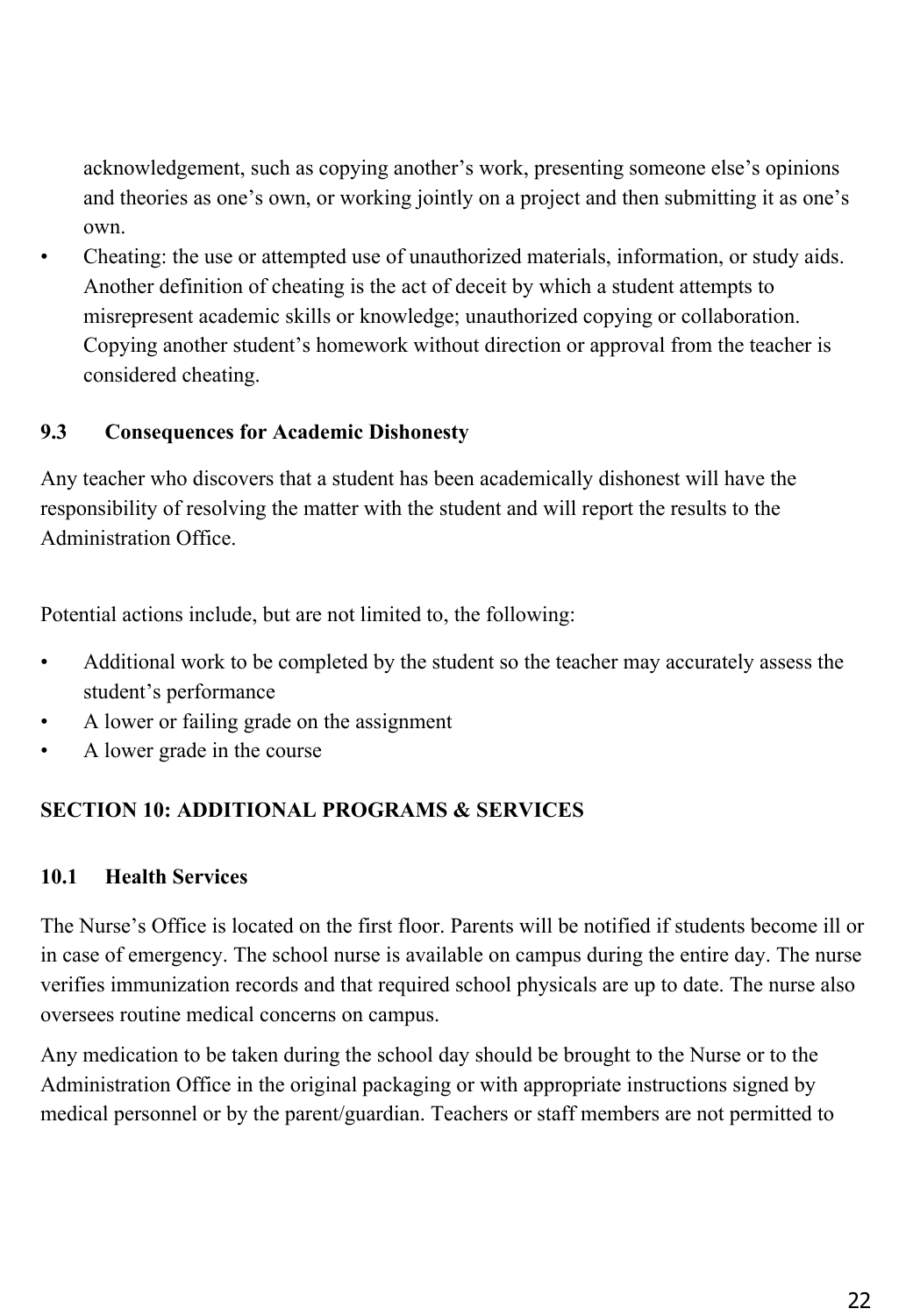acknowledgement, such as copying another's work, presenting someone else's opinions and theories as one's own, or working jointly on a project and then submitting it as one's own.

- Cheating: the use or attempted use of unauthorized materials, information, or study aids. Another definition of cheating is the act of deceit by which a student attempts to misrepresent academic skills or knowledge; unauthorized copying or collaboration. Copying another student's homework without direction or approval from the teacher is considered cheating.

### 9.3 Consequences for Academic Dishonesty

Any teacher who discovers that a student has been academically dishonest will have the responsibility of resolving the matter with the student and will report the results to the Administration Office.

Potential actions include, but are not limited to, the following:

- Additional work to be completed by the student so the teacher may accurately assess the student's performance
- A lower or failing grade on the assignment
- A lower grade in the course

## SECTION 10: ADDITIONAL PROGRAMS & SERVICES

### 10.1 Health Services

The Nurse's Office is located on the first floor. Parents will be notified if students become ill or in case of emergency. The school nurse is available on campus during the entire day. The nurse verifies immunization records and that required school physicals are up to date. The nurse also oversees routine medical concerns on campus.

Any medication to be taken during the school day should be brought to the Nurse or to the Administration Office in the original packaging or with appropriate instructions signed by medical personnel or by the parent/guardian. Teachers or staff members are not permitted to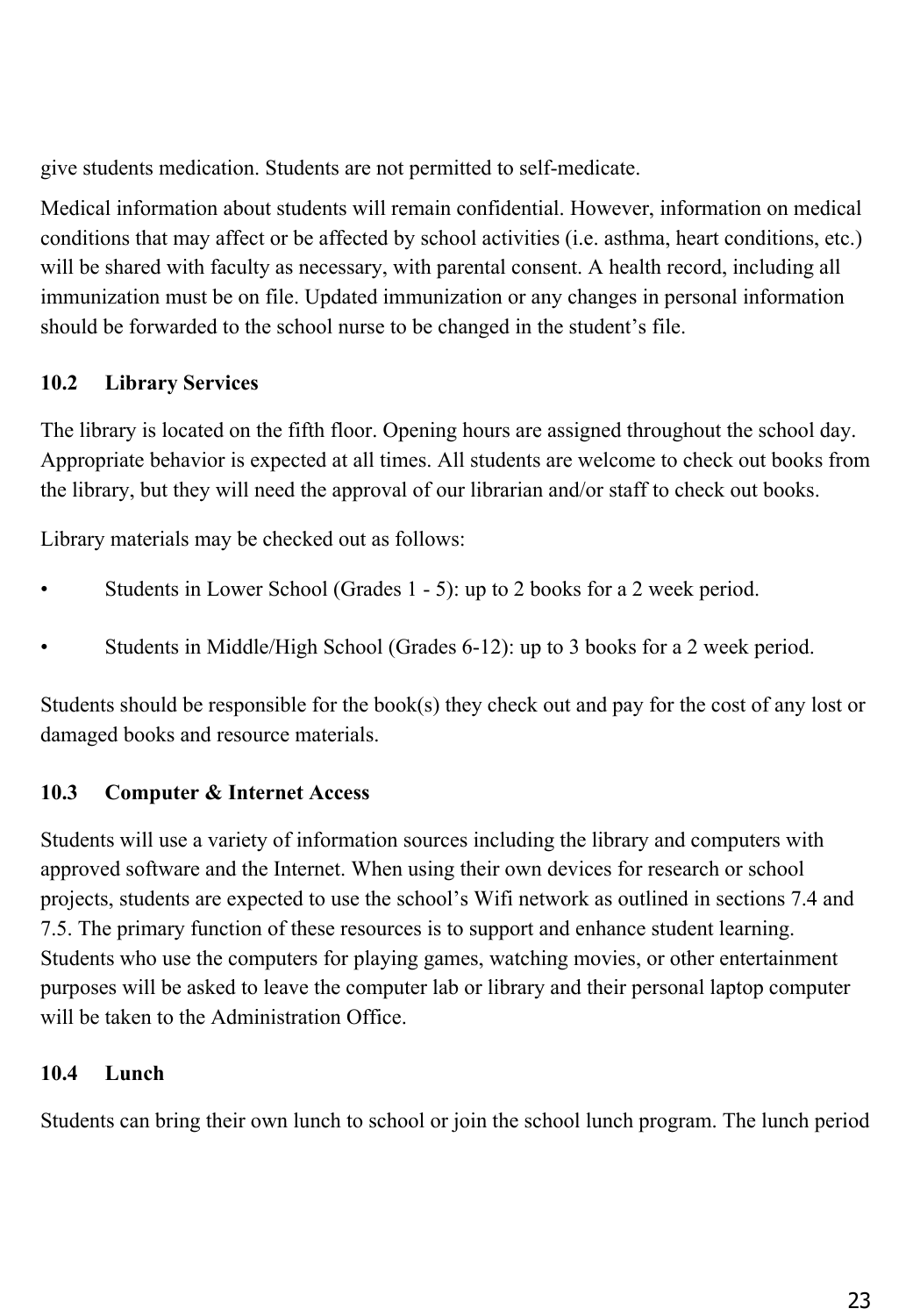give students medication. Students are not permitted to self-medicate.

Medical information about students will remain confidential. However, information on medical conditions that may affect or be affected by school activities (i.e. asthma, heart conditions, etc.) will be shared with faculty as necessary, with parental consent. A health record, including all immunization must be on file. Updated immunization or any changes in personal information should be forwarded to the school nurse to be changed in the student's file.

### 10.2 Library Services

The library is located on the fifth floor. Opening hours are assigned throughout the school day. Appropriate behavior is expected at all times. All students are welcome to check out books from the library, but they will need the approval of our librarian and/or staff to check out books.

Library materials may be checked out as follows:

- Students in Lower School (Grades 1 - 5): up to 2 books for a 2 week period.
- Students in Middle/High School (Grades 6-12): up to 3 books for a 2 week period.

Students should be responsible for the book(s) they check out and pay for the cost of any lost or damaged books and resource materials.

### 10.3 Computer & Internet Access

Students will use a variety of information sources including the library and computers with approved software and the Internet. When using their own devices for research or school projects, students are expected to use the school's Wifi network as outlined in sections 7.4 and 7.5. The primary function of these resources is to support and enhance student learning. Students who use the computers for playing games, watching movies, or other entertainment purposes will be asked to leave the computer lab or library and their personal laptop computer will be taken to the Administration Office.

### 10.4 Lunch

Students can bring their own lunch to school or join the school lunch program. The lunch period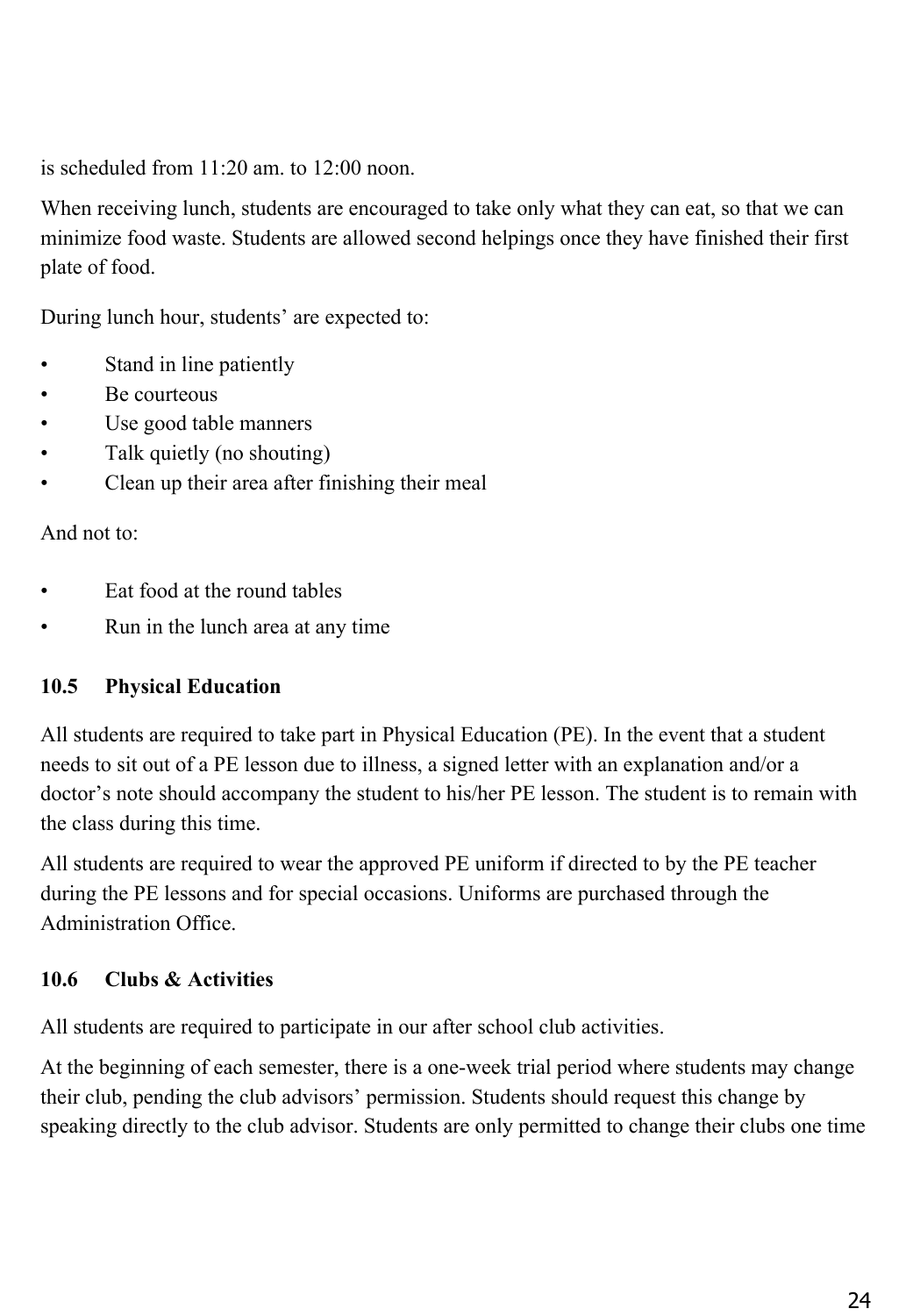is scheduled from 11:20 am. to 12:00 noon.

When receiving lunch, students are encouraged to take only what they can eat, so that we can minimize food waste. Students are allowed second helpings once they have finished their first plate of food.

During lunch hour, students' are expected to:

- Stand in line patiently
- Be courteous
- Use good table manners
- Talk quietly (no shouting)
- Clean up their area after finishing their meal

And not to:

- Eat food at the round tables
- Run in the lunch area at any time

### 10.5 Physical Education

All students are required to take part in Physical Education (PE). In the event that a student needs to sit out of a PE lesson due to illness, a signed letter with an explanation and/or a doctor's note should accompany the student to his/her PE lesson. The student is to remain with the class during this time.

All students are required to wear the approved PE uniform if directed to by the PE teacher during the PE lessons and for special occasions. Uniforms are purchased through the Administration Office.

### 10.6 Clubs & Activities

All students are required to participate in our after school club activities.

At the beginning of each semester, there is a one-week trial period where students may change their club, pending the club advisors' permission. Students should request this change by speaking directly to the club advisor. Students are only permitted to change their clubs one time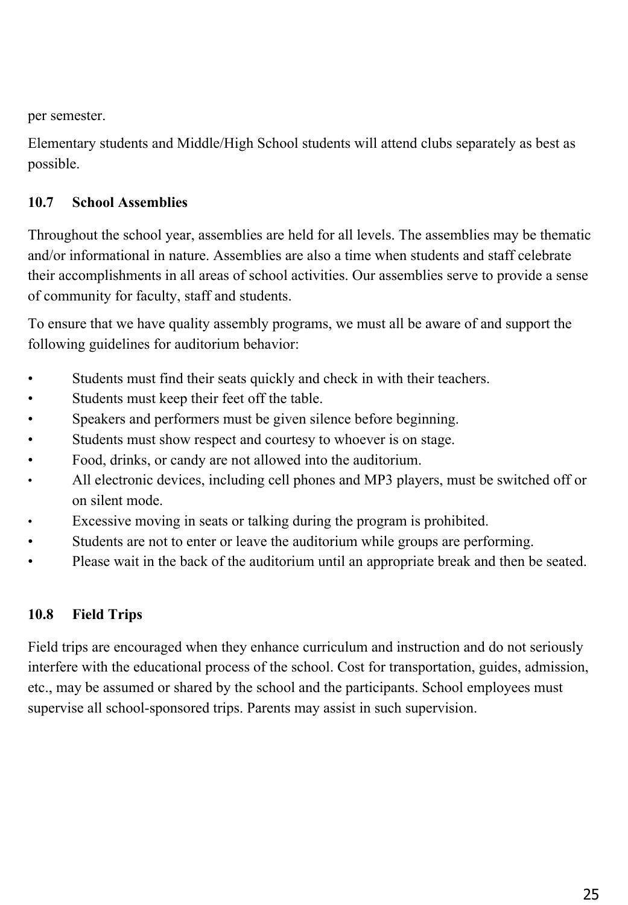per semester.

Elementary students and Middle/High School students will attend clubs separately as best as possible.

### 10.7 School Assemblies

Throughout the school year, assemblies are held for all levels. The assemblies may be thematic and/or informational in nature. Assemblies are also a time when students and staff celebrate their accomplishments in all areas of school activities. Our assemblies serve to provide a sense of community for faculty, staff and students.

To ensure that we have quality assembly programs, we must all be aware of and support the following guidelines for auditorium behavior:

- Students must find their seats quickly and check in with their teachers.
- Students must keep their feet off the table.
- Speakers and performers must be given silence before beginning.
- Students must show respect and courtesy to whoever is on stage.
- Food, drinks, or candy are not allowed into the auditorium.
- All electronic devices, including cell phones and MP3 players, must be switched off or on silent mode.
- Excessive moving in seats or talking during the program is prohibited.
- Students are not to enter or leave the auditorium while groups are performing.
- Please wait in the back of the auditorium until an appropriate break and then be seated.

### 10.8 Field Trips

Field trips are encouraged when they enhance curriculum and instruction and do not seriously interfere with the educational process of the school. Cost for transportation, guides, admission, etc., may be assumed or shared by the school and the participants. School employees must supervise all school-sponsored trips. Parents may assist in such supervision.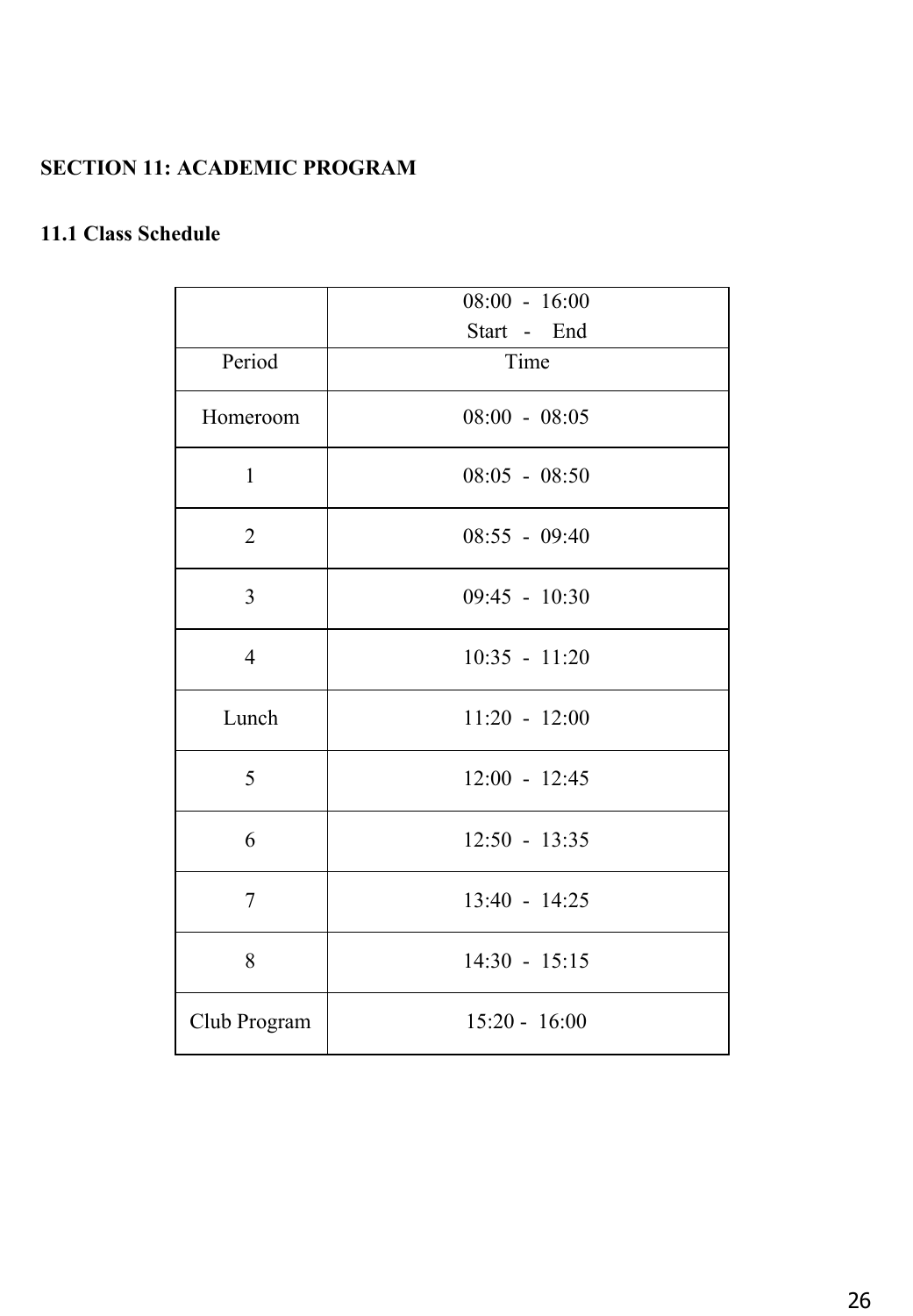## SECTION 11: ACADEMIC PROGRAM

### 11.1 Class Schedule

| | 08:00 - 16:00<br>Start - End |
|---|---|
| Period | Time |
| Homeroom | 08:00 - 08:05 |
| 1 | 08:05 - 08:50 |
| 2 | 08:55 - 09:40 |
| 3 | 09:45 - 10:30 |
| 4 | 10:35 - 11:20 |
| Lunch | 11:20 - 12:00 |
| 5 | 12:00 - 12:45 |
| 6 | 12:50 - 13:35 |
| 7 | 13:40 - 14:25 |
| 8 | 14:30 - 15:15 |
| Club Program | 15:20 - 16:00 |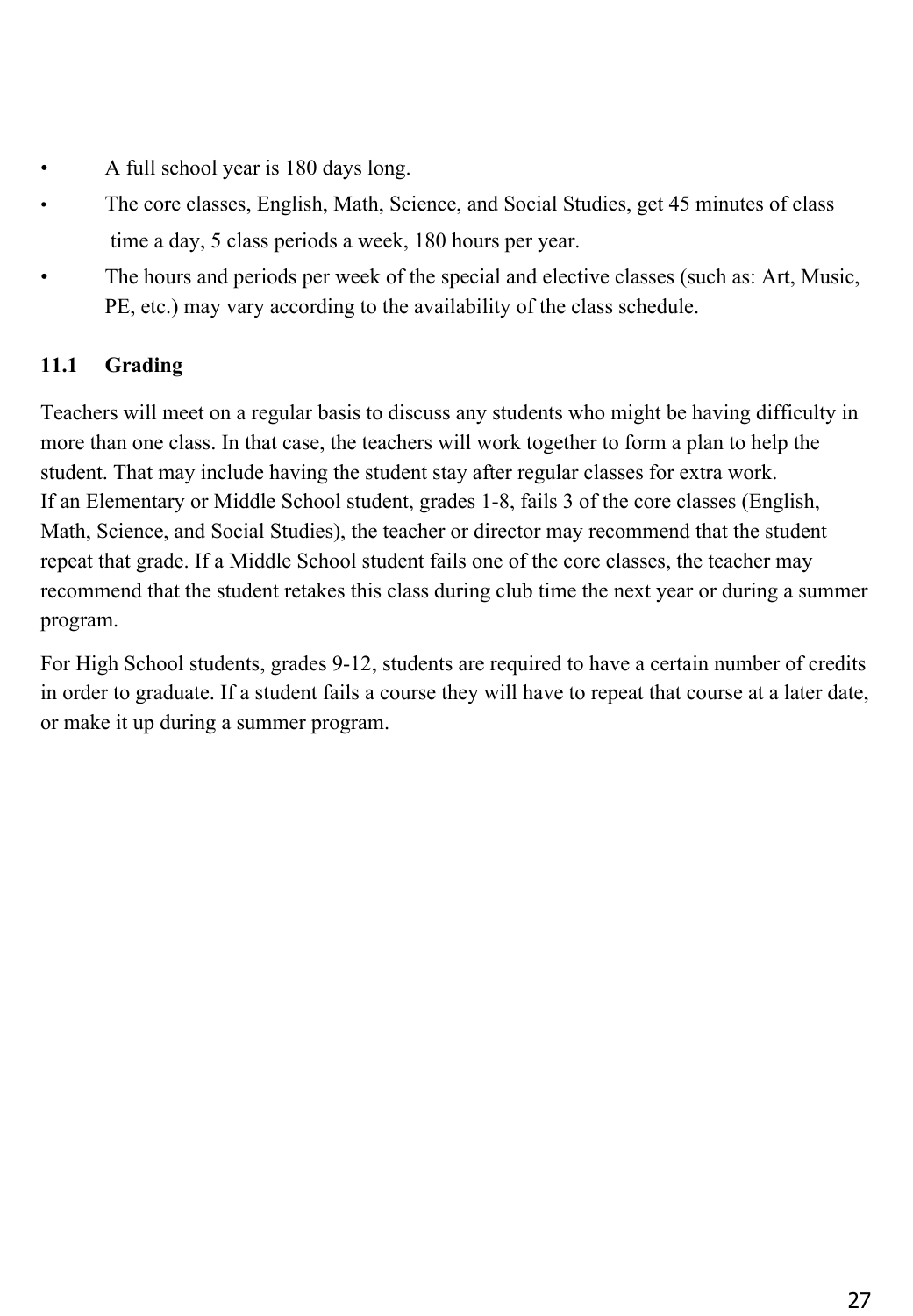- A full school year is 180 days long.
- The core classes, English, Math, Science, and Social Studies, get 45 minutes of class time a day, 5 class periods a week, 180 hours per year.
- The hours and periods per week of the special and elective classes (such as: Art, Music, PE, etc.) may vary according to the availability of the class schedule.

### 11.1 Grading

Teachers will meet on a regular basis to discuss any students who might be having difficulty in more than one class. In that case, the teachers will work together to form a plan to help the student. That may include having the student stay after regular classes for extra work.
If an Elementary or Middle School student, grades 1-8, fails 3 of the core classes (English, Math, Science, and Social Studies), the teacher or director may recommend that the student repeat that grade. If a Middle School student fails one of the core classes, the teacher may recommend that the student retakes this class during club time the next year or during a summer program.

For High School students, grades 9-12, students are required to have a certain number of credits in order to graduate. If a student fails a course they will have to repeat that course at a later date, or make it up during a summer program.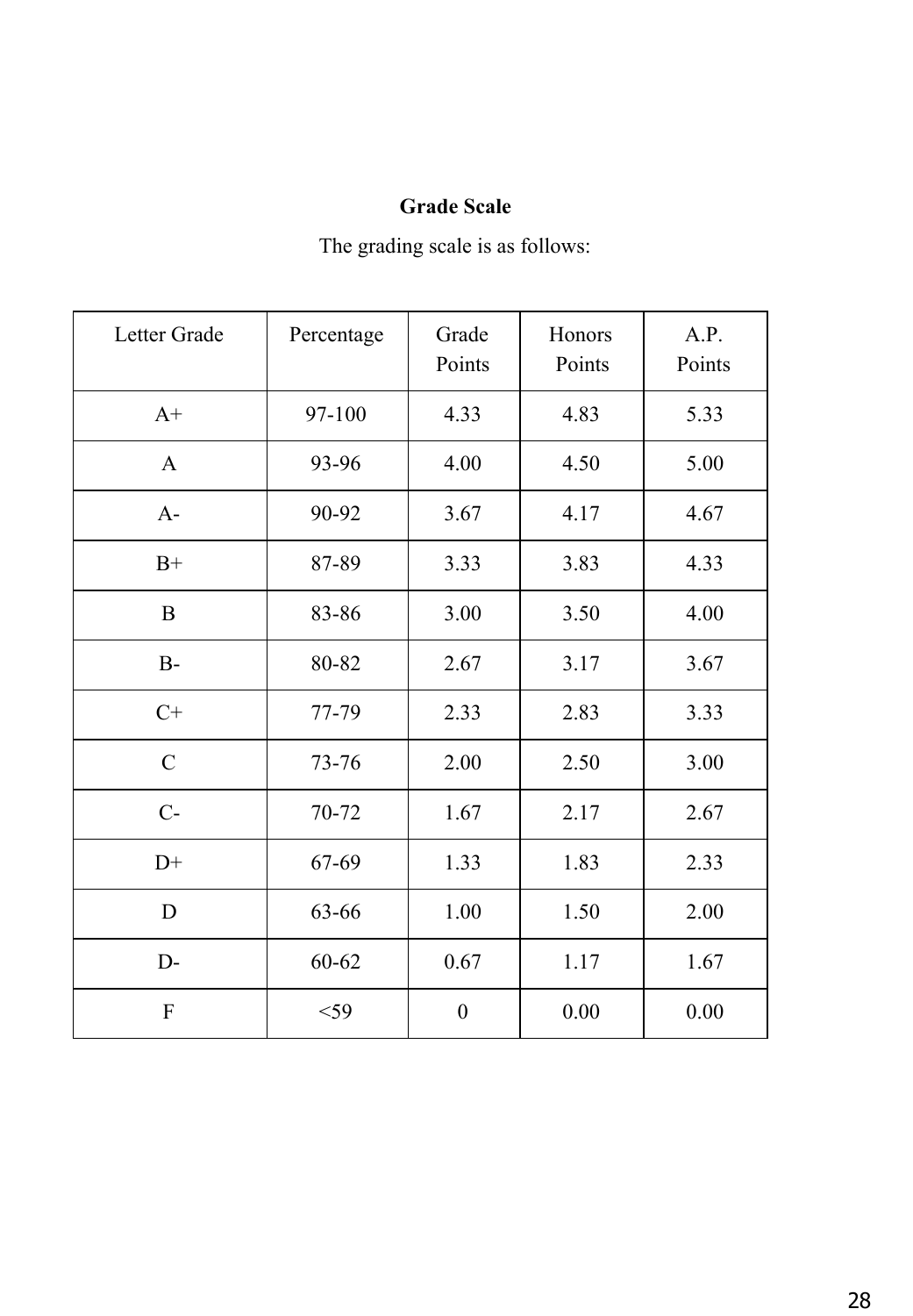**Grade Scale**

The grading scale is as follows:

| Letter Grade | Percentage | Grade Points | Honors Points | A.P. Points |
|---|---|---|---|---|
| A+ | 97-100 | 4.33 | 4.83 | 5.33 |
| A | 93-96 | 4.00 | 4.50 | 5.00 |
| A- | 90-92 | 3.67 | 4.17 | 4.67 |
| B+ | 87-89 | 3.33 | 3.83 | 4.33 |
| B | 83-86 | 3.00 | 3.50 | 4.00 |
| B- | 80-82 | 2.67 | 3.17 | 3.67 |
| C+ | 77-79 | 2.33 | 2.83 | 3.33 |
| C | 73-76 | 2.00 | 2.50 | 3.00 |
| C- | 70-72 | 1.67 | 2.17 | 2.67 |
| D+ | 67-69 | 1.33 | 1.83 | 2.33 |
| D | 63-66 | 1.00 | 1.50 | 2.00 |
| D- | 60-62 | 0.67 | 1.17 | 1.67 |
| F | <59 | 0 | 0.00 | 0.00 |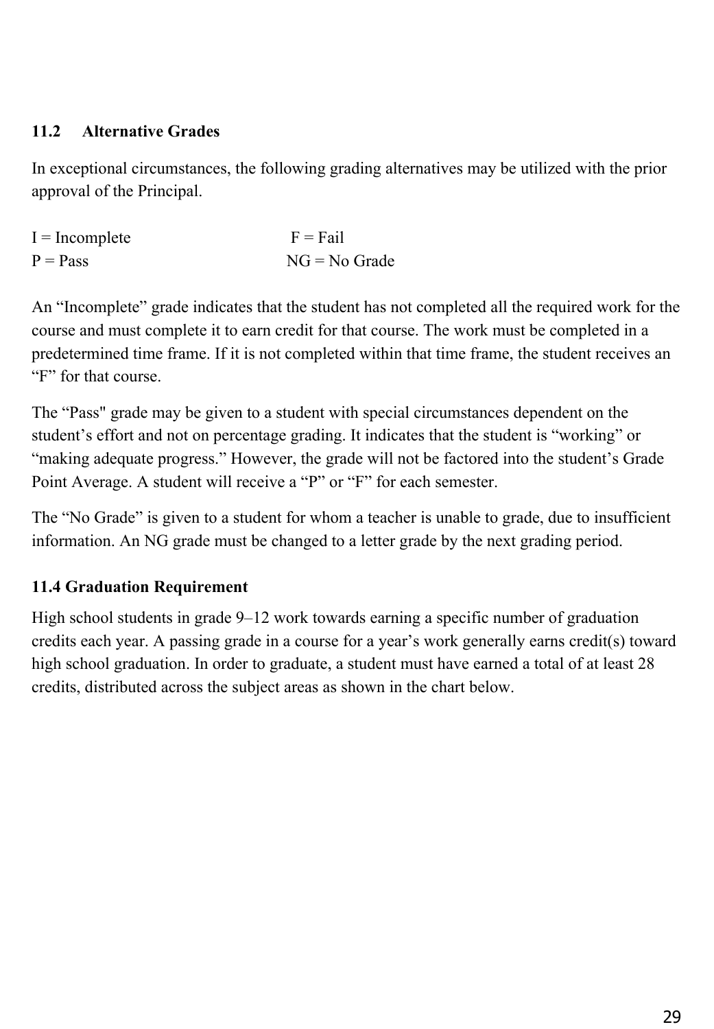### 11.2 Alternative Grades

In exceptional circumstances, the following grading alternatives may be utilized with the prior approval of the Principal.

I = Incomplete F = Fail
P = Pass NG = No Grade

An "Incomplete" grade indicates that the student has not completed all the required work for the course and must complete it to earn credit for that course. The work must be completed in a predetermined time frame. If it is not completed within that time frame, the student receives an "F" for that course.

The "Pass" grade may be given to a student with special circumstances dependent on the student's effort and not on percentage grading. It indicates that the student is "working" or "making adequate progress." However, the grade will not be factored into the student's Grade Point Average. A student will receive a "P" or "F" for each semester.

The "No Grade" is given to a student for whom a teacher is unable to grade, due to insufficient information. An NG grade must be changed to a letter grade by the next grading period.

### 11.4 Graduation Requirement

High school students in grade 9–12 work towards earning a specific number of graduation credits each year. A passing grade in a course for a year's work generally earns credit(s) toward high school graduation. In order to graduate, a student must have earned a total of at least 28 credits, distributed across the subject areas as shown in the chart below.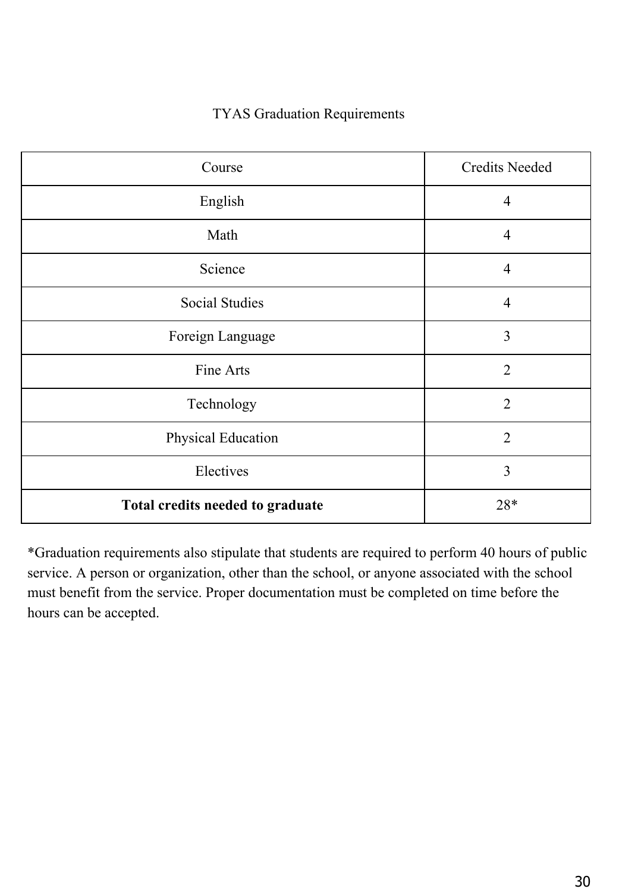## TYAS Graduation Requirements

| Course | Credits Needed |
|---|---|
| English | 4 |
| Math | 4 |
| Science | 4 |
| Social Studies | 4 |
| Foreign Language | 3 |
| Fine Arts | 2 |
| Technology | 2 |
| Physical Education | 2 |
| Electives | 3 |
| **Total credits needed to graduate** | 28* |

*Graduation requirements also stipulate that students are required to perform 40 hours of public service. A person or organization, other than the school, or anyone associated with the school must benefit from the service. Proper documentation must be completed on time before the hours can be accepted.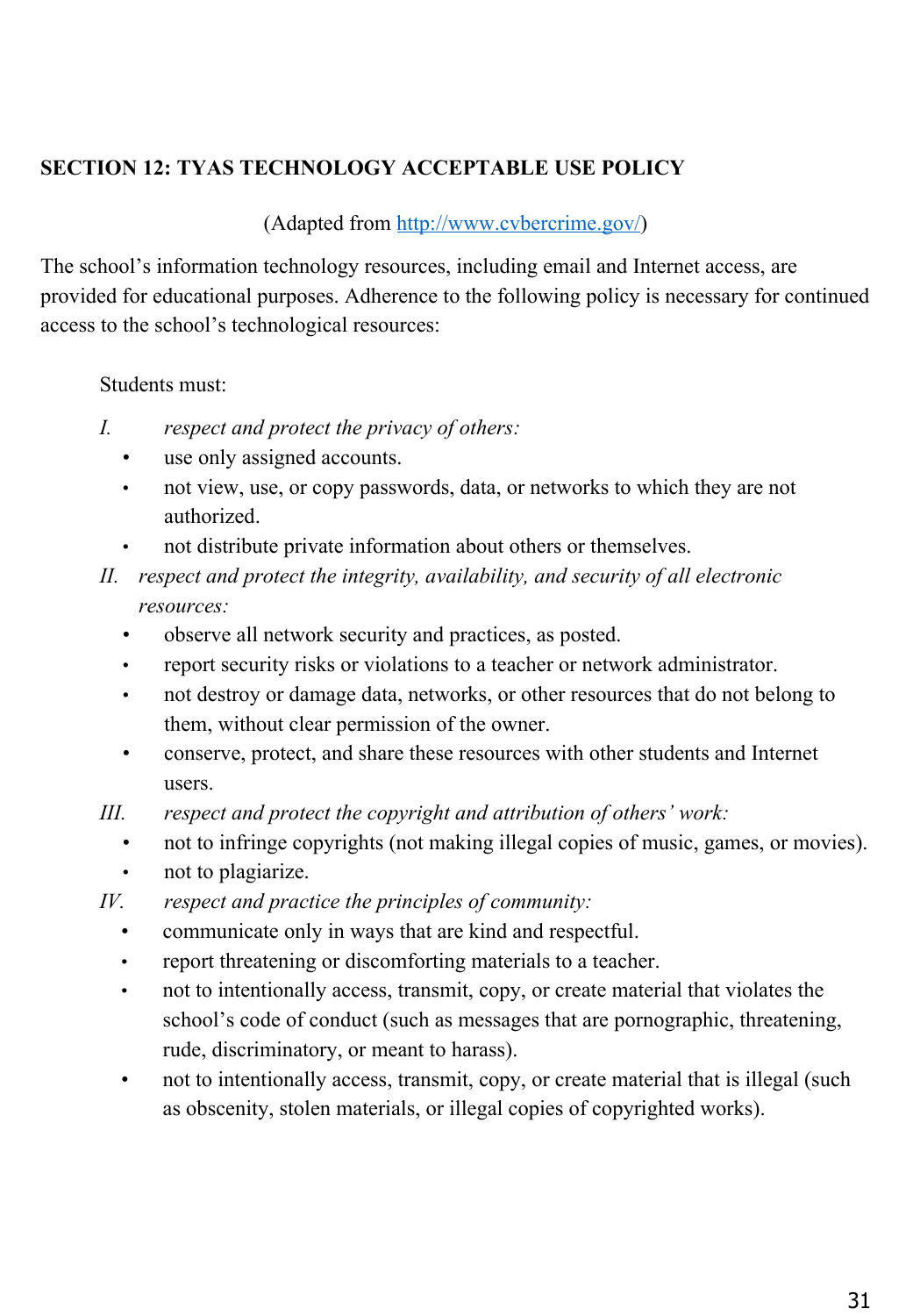## SECTION 12: TYAS TECHNOLOGY ACCEPTABLE USE POLICY

(Adapted from [http://www.cybercrime.gov/](http://www.cybercrime.gov/))

The school's information technology resources, including email and Internet access, are provided for educational purposes. Adherence to the following policy is necessary for continued access to the school's technological resources:

Students must:

I. *respect and protect the privacy of others:*
- use only assigned accounts.
- not view, use, or copy passwords, data, or networks to which they are not authorized.
- not distribute private information about others or themselves.

II. *respect and protect the integrity, availability, and security of all electronic resources:*
- observe all network security and practices, as posted.
- report security risks or violations to a teacher or network administrator.
- not destroy or damage data, networks, or other resources that do not belong to them, without clear permission of the owner.
- conserve, protect, and share these resources with other students and Internet users.

III. *respect and protect the copyright and attribution of others' work:*
- not to infringe copyrights (not making illegal copies of music, games, or movies).
- not to plagiarize.

IV. *respect and practice the principles of community:*
- communicate only in ways that are kind and respectful.
- report threatening or discomforting materials to a teacher.
- not to intentionally access, transmit, copy, or create material that violates the school's code of conduct (such as messages that are pornographic, threatening, rude, discriminatory, or meant to harass).
- not to intentionally access, transmit, copy, or create material that is illegal (such as obscenity, stolen materials, or illegal copies of copyrighted works).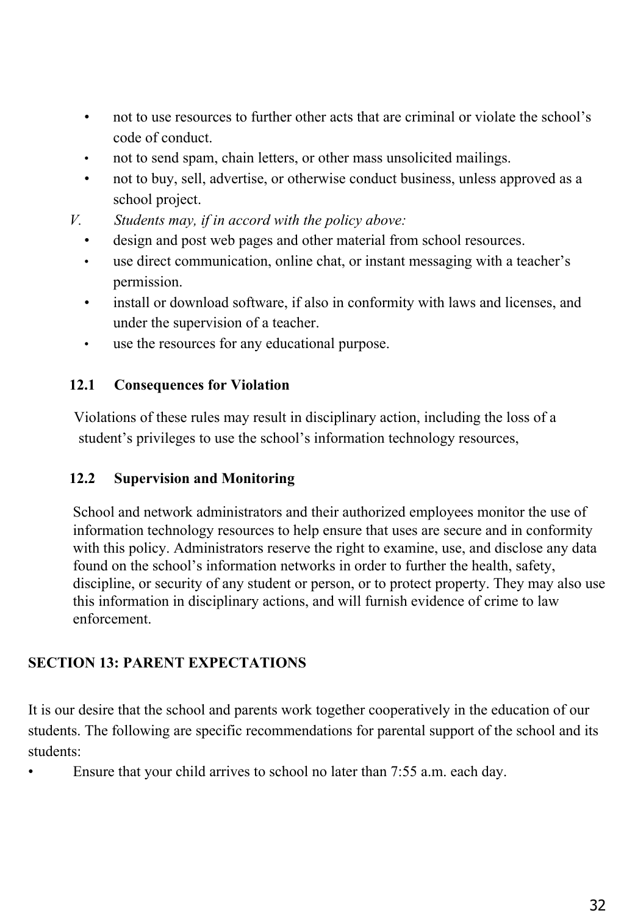- not to use resources to further other acts that are criminal or violate the school's code of conduct.
- not to send spam, chain letters, or other mass unsolicited mailings.
- not to buy, sell, advertise, or otherwise conduct business, unless approved as a school project.

V. *Students may, if in accord with the policy above:*

- design and post web pages and other material from school resources.
- use direct communication, online chat, or instant messaging with a teacher's permission.
- install or download software, if also in conformity with laws and licenses, and under the supervision of a teacher.
- use the resources for any educational purpose.

### 12.1 Consequences for Violation

Violations of these rules may result in disciplinary action, including the loss of a student's privileges to use the school's information technology resources,

### 12.2 Supervision and Monitoring

School and network administrators and their authorized employees monitor the use of information technology resources to help ensure that uses are secure and in conformity with this policy. Administrators reserve the right to examine, use, and disclose any data found on the school's information networks in order to further the health, safety, discipline, or security of any student or person, or to protect property. They may also use this information in disciplinary actions, and will furnish evidence of crime to law enforcement.

## SECTION 13: PARENT EXPECTATIONS

It is our desire that the school and parents work together cooperatively in the education of our students. The following are specific recommendations for parental support of the school and its students:

- Ensure that your child arrives to school no later than 7:55 a.m. each day.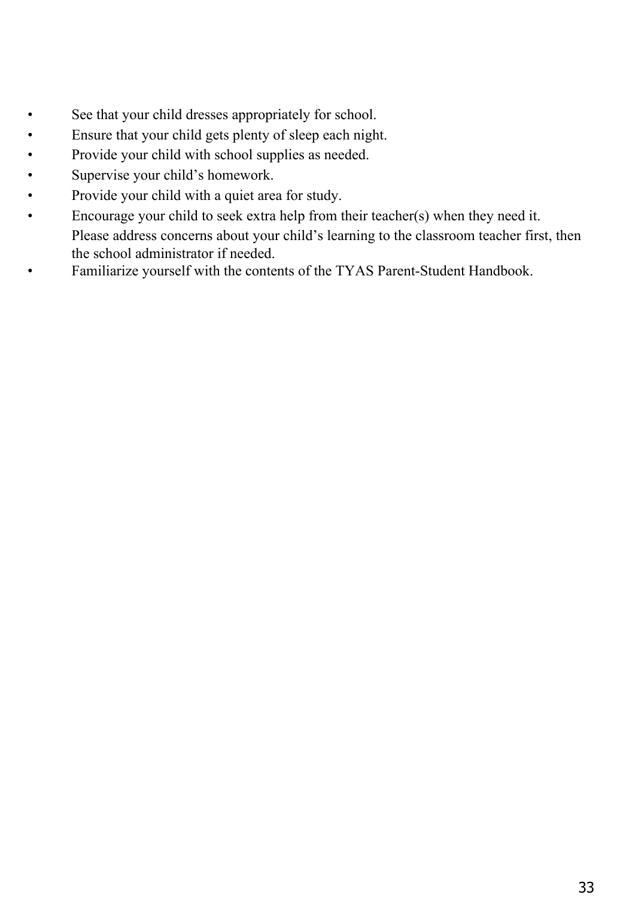- See that your child dresses appropriately for school.
- Ensure that your child gets plenty of sleep each night.
- Provide your child with school supplies as needed.
- Supervise your child’s homework.
- Provide your child with a quiet area for study.
- Encourage your child to seek extra help from their teacher(s) when they need it.

  Please address concerns about your child’s learning to the classroom teacher first, then the school administrator if needed.
- Familiarize yourself with the contents of the TYAS Parent-Student Handbook.